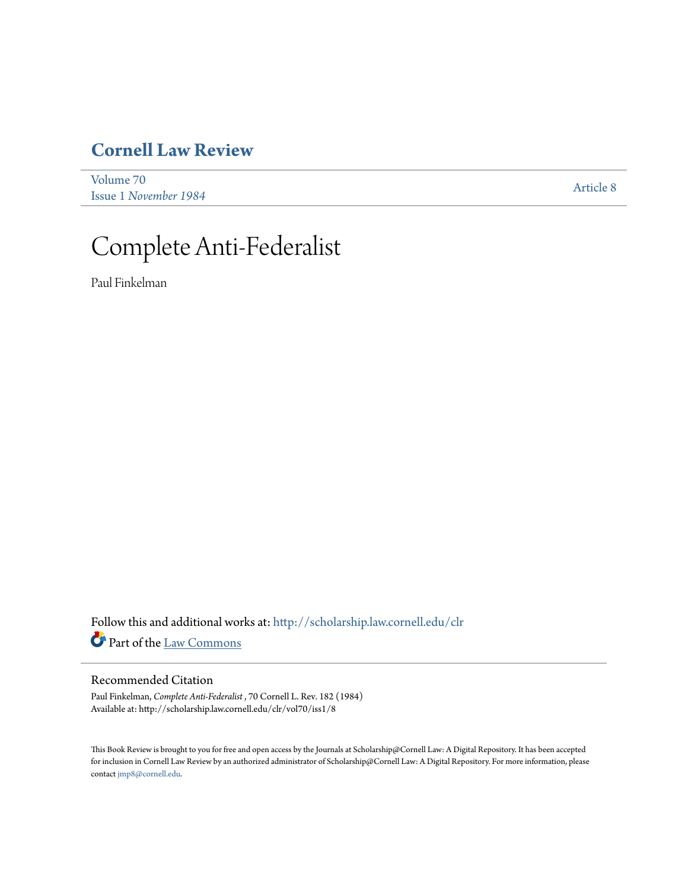# Cornell Law Review

Volume 70
Issue 1 *November 1984*

Article 8

# Complete Anti-Federalist

Paul Finkelman

Follow this and additional works at: http://scholarship.law.cornell.edu/clr

Part of the Law Commons

## Recommended Citation

Paul Finkelman, *Complete Anti-Federalist* , 70 Cornell L. Rev. 182 (1984)
Available at: http://scholarship.law.cornell.edu/clr/vol70/iss1/8

This Book Review is brought to you for free and open access by the Journals at Scholarship@Cornell Law: A Digital Repository. It has been accepted for inclusion in Cornell Law Review by an authorized administrator of Scholarship@Cornell Law: A Digital Repository. For more information, please contact jmp8@cornell.edu.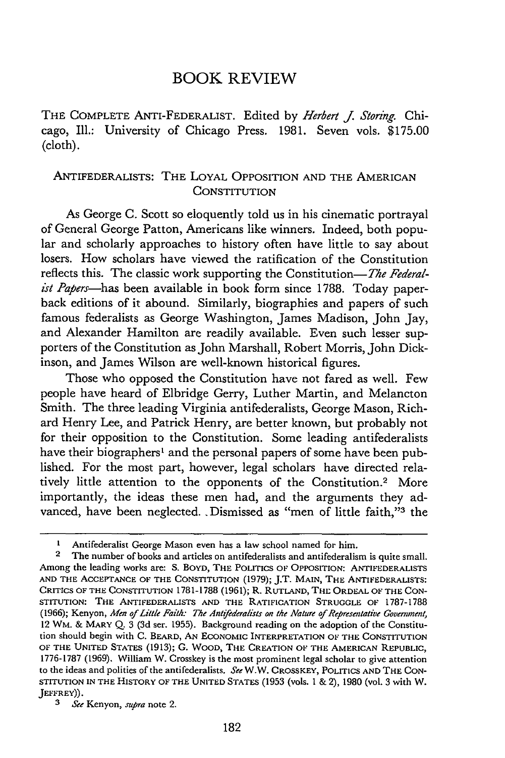# BOOK REVIEW

THE COMPLETE ANTI-FEDERALIST. Edited by *Herbert J. Storing*. Chicago, Ill.: University of Chicago Press. 1981. Seven vols. $175.00 (cloth).

## ANTIFEDERALISTS: THE LOYAL OPPOSITION AND THE AMERICAN CONSTITUTION

As George C. Scott so eloquently told us in his cinematic portrayal of General George Patton, Americans like winners. Indeed, both popular and scholarly approaches to history often have little to say about losers. How scholars have viewed the ratification of the Constitution reflects this. The classic work supporting the Constitution—*The Federalist Papers*—has been available in book form since 1788. Today paperback editions of it abound. Similarly, biographies and papers of such famous federalists as George Washington, James Madison, John Jay, and Alexander Hamilton are readily available. Even such lesser supporters of the Constitution as John Marshall, Robert Morris, John Dickinson, and James Wilson are well-known historical figures.

Those who opposed the Constitution have not fared as well. Few people have heard of Elbridge Gerry, Luther Martin, and Melancton Smith. The three leading Virginia antifederalists, George Mason, Richard Henry Lee, and Patrick Henry, are better known, but probably not for their opposition to the Constitution. Some leading antifederalists have their biographers[1] and the personal papers of some have been published. For the most part, however, legal scholars have directed relatively little attention to the opponents of the Constitution.[2] More importantly, the ideas these men had, and the arguments they advanced, have been neglected. Dismissed as "men of little faith,"[3] the

---

[1] Antifederalist George Mason even has a law school named for him.

[2] The number of books and articles on antifederalists and antifederalism is quite small. Among the leading works are: S. BOYD, THE POLITICS OF OPPOSITION: ANTIFEDERALISTS AND THE ACCEPTANCE OF THE CONSTITUTION (1979); J.T. MAIN, THE ANTIFEDERALISTS: CRITICS OF THE CONSTITUTION 1781-1788 (1961); R. RUTLAND, THE ORDEAL OF THE CONSTITUTION: THE ANTIFEDERALISTS AND THE RATIFICATION STRUGGLE OF 1787-1788 (1966); Kenyon, *Men of Little Faith: The Antifederalists on the Nature of Representative Government*, 12 WM. & MARY Q. 3 (3d ser. 1955). Background reading on the adoption of the Constitution should begin with C. BEARD, AN ECONOMIC INTERPRETATION OF THE CONSTITUTION OF THE UNITED STATES (1913); G. WOOD, THE CREATION OF THE AMERICAN REPUBLIC, 1776-1787 (1969). William W. Crosskey is the most prominent legal scholar to give attention to the ideas and polities of the antifederalists. *See* W.W. CROSSKEY, POLITICS AND THE CONSTITUTION IN THE HISTORY OF THE UNITED STATES (1953 (vols. 1 & 2), 1980 (vol. 3 with W. JEFFREY)).

[3] *See* Kenyon, *supra* note 2.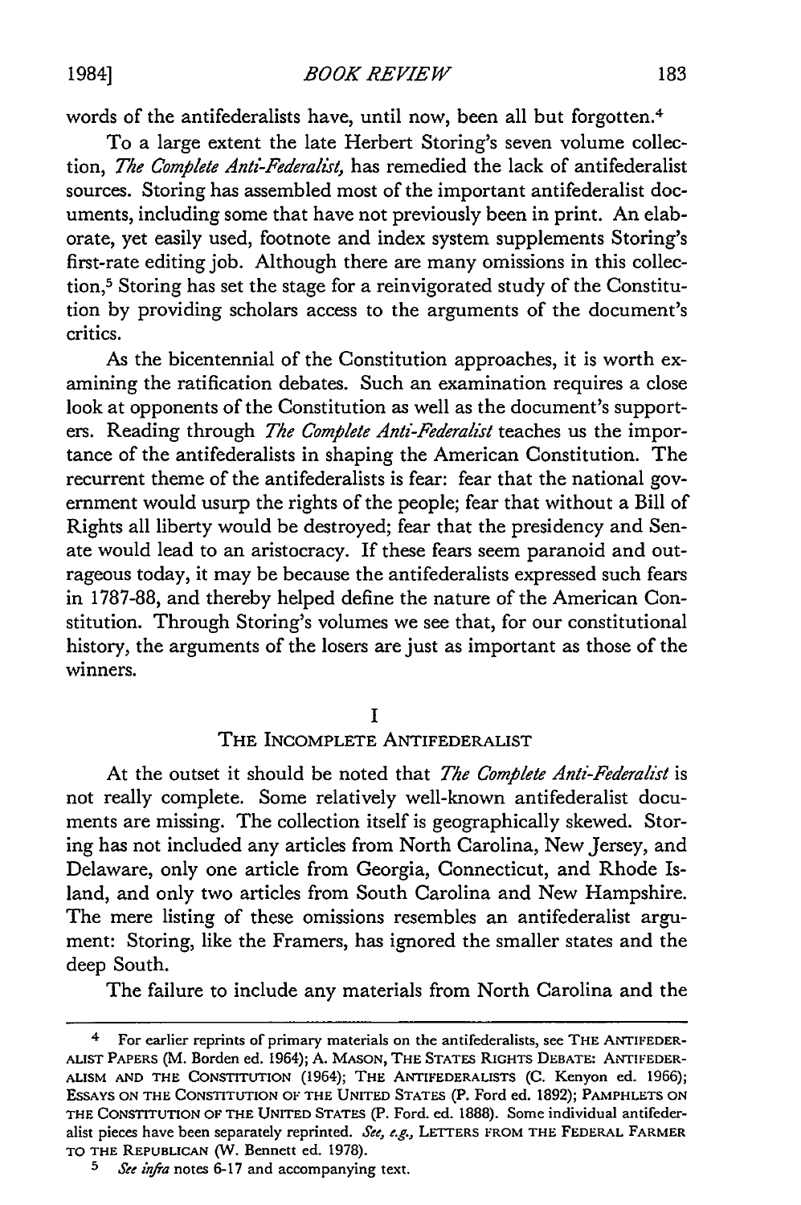words of the antifederalists have, until now, been all but forgotten.[4]

To a large extent the late Herbert Storing's seven volume collection, *The Complete Anti-Federalist,* has remedied the lack of antifederalist sources. Storing has assembled most of the important antifederalist documents, including some that have not previously been in print. An elaborate, yet easily used, footnote and index system supplements Storing's first-rate editing job. Although there are many omissions in this collection,[5] Storing has set the stage for a reinvigorated study of the Constitution by providing scholars access to the arguments of the document's critics.

As the bicentennial of the Constitution approaches, it is worth examining the ratification debates. Such an examination requires a close look at opponents of the Constitution as well as the document's supporters. Reading through *The Complete Anti-Federalist* teaches us the importance of the antifederalists in shaping the American Constitution. The recurrent theme of the antifederalists is fear: fear that the national government would usurp the rights of the people; fear that without a Bill of Rights all liberty would be destroyed; fear that the presidency and Senate would lead to an aristocracy. If these fears seem paranoid and outrageous today, it may be because the antifederalists expressed such fears in 1787-88, and thereby helped define the nature of the American Constitution. Through Storing's volumes we see that, for our constitutional history, the arguments of the losers are just as important as those of the winners.

## I
## THE INCOMPLETE ANTIFEDERALIST

At the outset it should be noted that *The Complete Anti-Federalist* is not really complete. Some relatively well-known antifederalist documents are missing. The collection itself is geographically skewed. Storing has not included any articles from North Carolina, New Jersey, and Delaware, only one article from Georgia, Connecticut, and Rhode Island, and only two articles from South Carolina and New Hampshire. The mere listing of these omissions resembles an antifederalist argument: Storing, like the Framers, has ignored the smaller states and the deep South.

The failure to include any materials from North Carolina and the

---

[4] For earlier reprints of primary materials on the antifederalists, see THE ANTIFEDERALIST PAPERS (M. Borden ed. 1964); A. MASON, THE STATES RIGHTS DEBATE: ANTIFEDERALISM AND THE CONSTITUTION (1964); THE ANTIFEDERALISTS (C. Kenyon ed. 1966); ESSAYS ON THE CONSTITUTION OF THE UNITED STATES (P. Ford ed. 1892); PAMPHLETS ON THE CONSTITUTION OF THE UNITED STATES (P. Ford. ed. 1888). Some individual antifederalist pieces have been separately reprinted. *See, e.g.,* LETTERS FROM THE FEDERAL FARMER TO THE REPUBLICAN (W. Bennett ed. 1978).

[5] *See infra* notes 6-17 and accompanying text.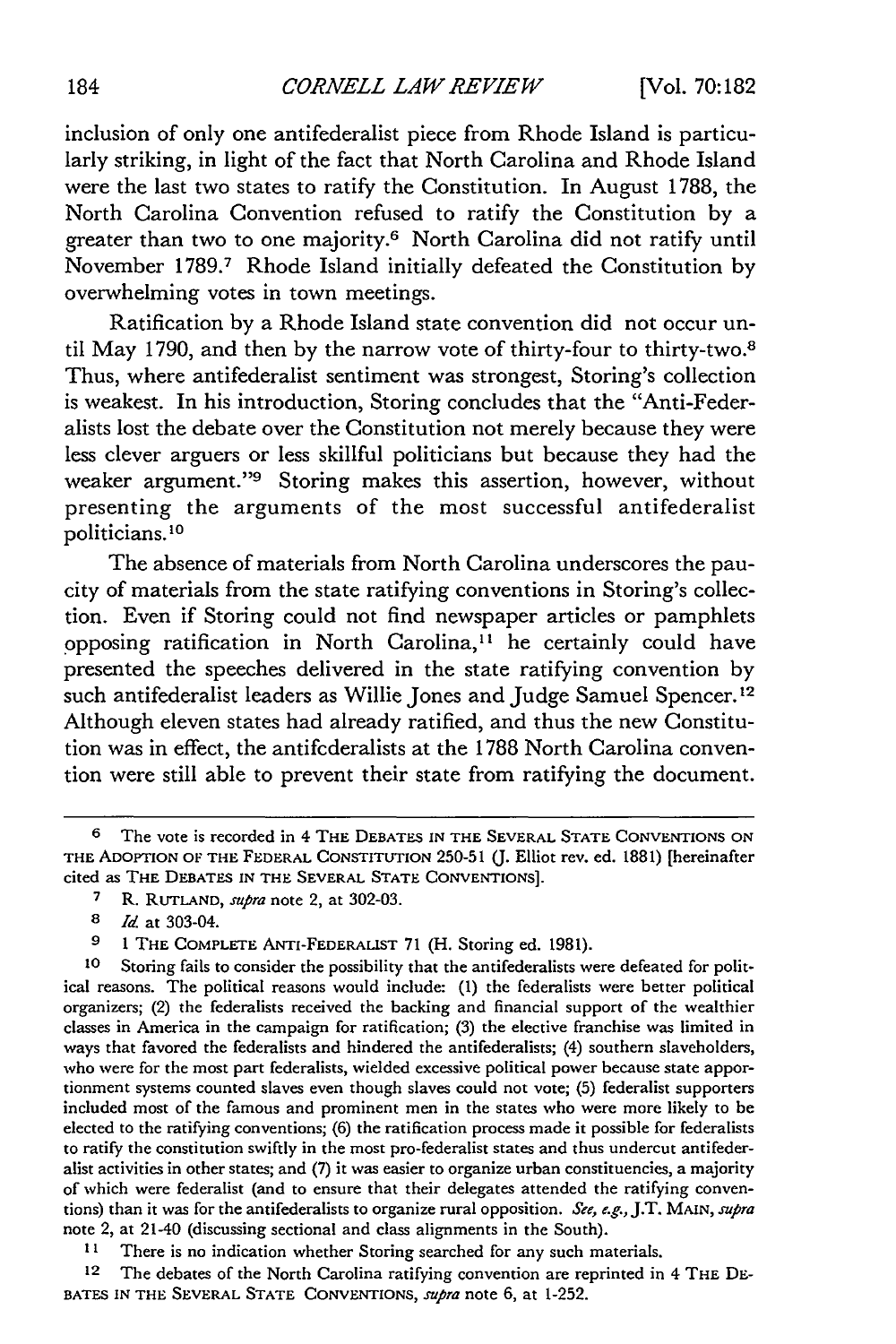inclusion of only one antifederalist piece from Rhode Island is particularly striking, in light of the fact that North Carolina and Rhode Island were the last two states to ratify the Constitution. In August 1788, the North Carolina Convention refused to ratify the Constitution by a greater than two to one majority.[6] North Carolina did not ratify until November 1789.[7] Rhode Island initially defeated the Constitution by overwhelming votes in town meetings.

Ratification by a Rhode Island state convention did not occur until May 1790, and then by the narrow vote of thirty-four to thirty-two.[8] Thus, where antifederalist sentiment was strongest, Storing's collection is weakest. In his introduction, Storing concludes that the "Anti-Federalists lost the debate over the Constitution not merely because they were less clever arguers or less skillful politicians but because they had the weaker argument."[9] Storing makes this assertion, however, without presenting the arguments of the most successful antifederalist politicians.[10]

The absence of materials from North Carolina underscores the paucity of materials from the state ratifying conventions in Storing's collection. Even if Storing could not find newspaper articles or pamphlets opposing ratification in North Carolina,[11] he certainly could have presented the speeches delivered in the state ratifying convention by such antifederalist leaders as Willie Jones and Judge Samuel Spencer.[12] Although eleven states had already ratified, and thus the new Constitution was in effect, the antifederalists at the 1788 North Carolina convention were still able to prevent their state from ratifying the document.

---

[6] The vote is recorded in 4 THE DEBATES IN THE SEVERAL STATE CONVENTIONS ON THE ADOPTION OF THE FEDERAL CONSTITUTION 250-51 (J. Elliot rev. ed. 1881) [hereinafter cited as THE DEBATES IN THE SEVERAL STATE CONVENTIONS].

[7] R. RUTLAND, *supra* note 2, at 302-03.

[8] *Id.* at 303-04.

[9] 1 THE COMPLETE ANTI-FEDERALIST 71 (H. Storing ed. 1981).

[10] Storing fails to consider the possibility that the antifederalists were defeated for political reasons. The political reasons would include: (1) the federalists were better political organizers; (2) the federalists received the backing and financial support of the wealthier classes in America in the campaign for ratification; (3) the elective franchise was limited in ways that favored the federalists and hindered the antifederalists; (4) southern slaveholders, who were for the most part federalists, wielded excessive political power because state apportionment systems counted slaves even though slaves could not vote; (5) federalist supporters included most of the famous and prominent men in the states who were more likely to be elected to the ratifying conventions; (6) the ratification process made it possible for federalists to ratify the constitution swiftly in the most pro-federalist states and thus undercut antifederalist activities in other states; and (7) it was easier to organize urban constituencies, a majority of which were federalist (and to ensure that their delegates attended the ratifying conventions) than it was for the antifederalists to organize rural opposition. *See, e.g.*, J.T. MAIN, *supra* note 2, at 21-40 (discussing sectional and class alignments in the South).

[11] There is no indication whether Storing searched for any such materials.

[12] The debates of the North Carolina ratifying convention are reprinted in 4 THE DEBATES IN THE SEVERAL STATE CONVENTIONS, *supra* note 6, at 1-252.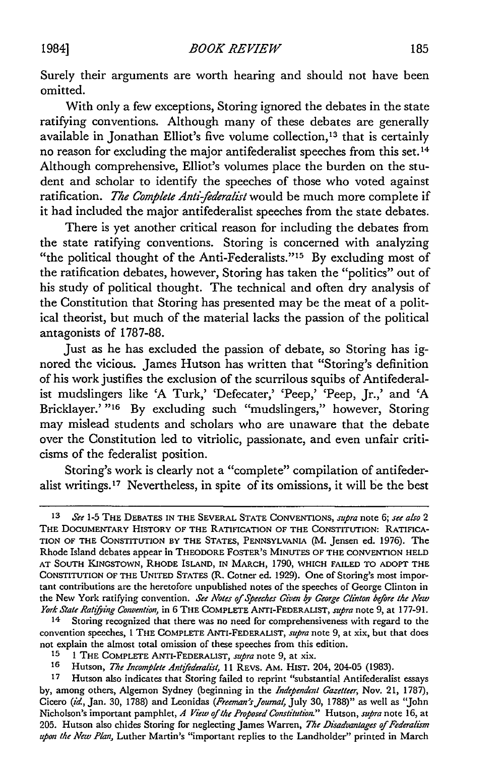Surely their arguments are worth hearing and should not have been omitted.

With only a few exceptions, Storing ignored the debates in the state ratifying conventions. Although many of these debates are generally available in Jonathan Elliot's five volume collection,[13] that is certainly no reason for excluding the major antifederalist speeches from this set.[14] Although comprehensive, Elliot's volumes place the burden on the student and scholar to identify the speeches of those who voted against ratification. *The Complete Anti-federalist* would be much more complete if it had included the major antifederalist speeches from the state debates.

There is yet another critical reason for including the debates from the state ratifying conventions. Storing is concerned with analyzing "the political thought of the Anti-Federalists."[15] By excluding most of the ratification debates, however, Storing has taken the "politics" out of his study of political thought. The technical and often dry analysis of the Constitution that Storing has presented may be the meat of a political theorist, but much of the material lacks the passion of the political antagonists of 1787-88.

Just as he has excluded the passion of debate, so Storing has ignored the vicious. James Hutson has written that "Storing's definition of his work justifies the exclusion of the scurrilous squibs of Antifederalist mudslingers like 'A Turk,' 'Defecater,' 'Peep,' 'Peep, Jr.,' and 'A Bricklayer.' "[16] By excluding such "mudslingers," however, Storing may mislead students and scholars who are unaware that the debate over the Constitution led to vitriolic, passionate, and even unfair criticisms of the federalist position.

Storing's work is clearly not a "complete" compilation of antifederalist writings.[17] Nevertheless, in spite of its omissions, it will be the best

---

[13] *See* 1-5 THE DEBATES IN THE SEVERAL STATE CONVENTIONS, *supra* note 6; *see also* 2 THE DOCUMENTARY HISTORY OF THE RATIFICATION OF THE CONSTITUTION: RATIFICATION OF THE CONSTITUTION BY THE STATES, PENNSYLVANIA (M. Jensen ed. 1976). The Rhode Island debates appear in THEODORE FOSTER'S MINUTES OF THE CONVENTION HELD AT SOUTH KINGSTOWN, RHODE ISLAND, IN MARCH, 1790, WHICH FAILED TO ADOPT THE CONSTITUTION OF THE UNITED STATES (R. Cotner ed. 1929). One of Storing's most important contributions are the heretofore unpublished notes of the speeches of George Clinton in the New York ratifying convention. *See Notes of Speeches Given by George Clinton before the New York State Ratifying Convention*, in 6 THE COMPLETE ANTI-FEDERALIST, *supra* note 9, at 177-91.

[14] Storing recognized that there was no need for comprehensiveness with regard to the convention speeches, 1 THE COMPLETE ANTI-FEDERALIST, *supra* note 9, at xix, but that does not explain the almost total omission of these speeches from this edition.

[15] 1 THE COMPLETE ANTI-FEDERALIST, *supra* note 9, at xix.

[16] Hutson, *The Incomplete Antifederalist*, 11 REVS. AM. HIST. 204, 204-05 (1983).

[17] Hutson also indicates that Storing failed to reprint "substantial Antifederalist essays by, among others, Algernon Sydney (beginning in the *Independent Gazetteer*, Nov. 21, 1787), Cicero (*id.*, Jan. 30, 1788) and Leonidas (*Freeman's Journal*, July 30, 1788)" as well as "John Nicholson's important pamphlet, *A View of the Proposed Constitution*." Hutson, *supra* note 16, at 205. Hutson also chides Storing for neglecting James Warren, *The Disadvantages of Federalism upon the New Plan*, Luther Martin's "important replies to the Landholder" printed in March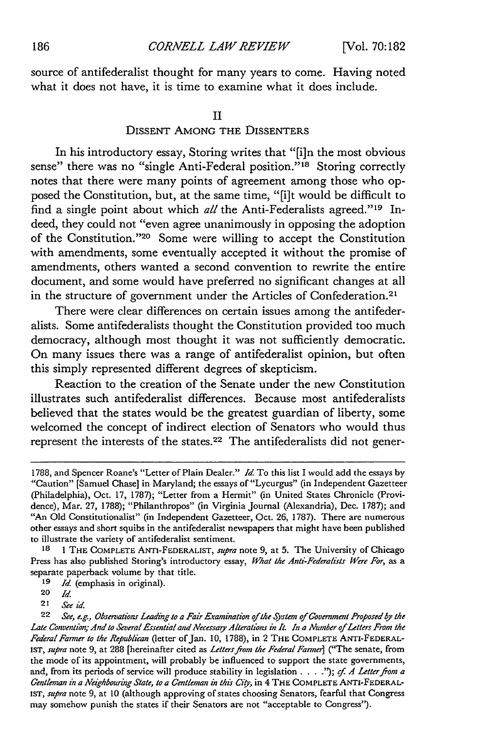source of antifederalist thought for many years to come. Having noted what it does not have, it is time to examine what it does include.

## II
## DISSENT AMONG THE DISSENTERS

In his introductory essay, Storing writes that "[i]n the most obvious sense" there was no "single Anti-Federal position."[18] Storing correctly notes that there were many points of agreement among those who opposed the Constitution, but, at the same time, "[i]t would be difficult to find a single point about which *all* the Anti-Federalists agreed."[19] Indeed, they could not "even agree unanimously in opposing the adoption of the Constitution."[20] Some were willing to accept the Constitution with amendments, some eventually accepted it without the promise of amendments, others wanted a second convention to rewrite the entire document, and some would have preferred no significant changes at all in the structure of government under the Articles of Confederation.[21]

There were clear differences on certain issues among the antifederalists. Some antifederalists thought the Constitution provided too much democracy, although most thought it was not sufficiently democratic. On many issues there was a range of antifederalist opinion, but often this simply represented different degrees of skepticism.

Reaction to the creation of the Senate under the new Constitution illustrates such antifederalist differences. Because most antifederalists believed that the states would be the greatest guardian of liberty, some welcomed the concept of indirect election of Senators who would thus represent the interests of the states.[22] The antifederalists did not gener-

---

1788, and Spencer Roane's "Letter of Plain Dealer." *Id.* To this list I would add the essays by "Caution" [Samuel Chase] in Maryland; the essays of "Lycurgus" (in Independent Gazetteer (Philadelphia), Oct. 17, 1787); "Letter from a Hermit" (in United States Chronicle (Providence), Mar. 27, 1788); "Philanthropos" (in Virginia Journal (Alexandria), Dec. 1787); and "An Old Constitutionalist" (in Independent Gazetteer, Oct. 26, 1787). There are numerous other essays and short squibs in the antifederalist newspapers that might have been published to illustrate the variety of antifederalist sentiment.

18 1 THE COMPLETE ANTI-FEDERALIST, *supra* note 9, at 5. The University of Chicago Press has also published Storing's introductory essay, *What the Anti-Federalists Were For*, as a separate paperback volume by that title.

19 *Id.* (emphasis in original).

20 *Id.*

21 *See id.*

22 *See, e.g.*, *Observations Leading to a Fair Examination of the System of Government Proposed by the Late Convention; And to Several Essential and Necessary Alterations in It. In a Number of Letters From the Federal Farmer to the Republican* (letter of Jan. 10, 1788), in 2 THE COMPLETE ANTI-FEDERALIST, *supra* note 9, at 288 [hereinafter cited as *Letters from the Federal Farmer*] ("The senate, from the mode of its appointment, will probably be influenced to support the state governments, and, from its periods of service will produce stability in legislation . . . ."); *cf. A Letter from a Gentleman in a Neighbouring State, to a Gentleman in this City*, in 4 THE COMPLETE ANTI-FEDERALIST, *supra* note 9, at 10 (although approving of states choosing Senators, fearful that Congress may somehow punish the states if their Senators are not "acceptable to Congress").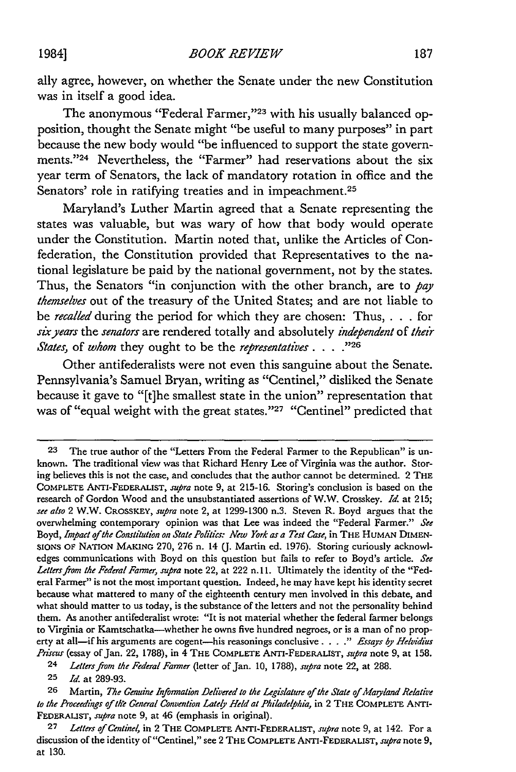ally agree, however, on whether the Senate under the new Constitution was in itself a good idea.

The anonymous "Federal Farmer,"[23] with his usually balanced opposition, thought the Senate might "be useful to many purposes" in part because the new body would "be influenced to support the state governments."[24] Nevertheless, the "Farmer" had reservations about the six year term of Senators, the lack of mandatory rotation in office and the Senators' role in ratifying treaties and in impeachment.[25]

Maryland's Luther Martin agreed that a Senate representing the states was valuable, but was wary of how that body would operate under the Constitution. Martin noted that, unlike the Articles of Confederation, the Constitution provided that Representatives to the national legislature be paid by the national government, not by the states. Thus, the Senators "in conjunction with the other branch, are to *pay themselves* out of the treasury of the United States; and are not liable to be *recalled* during the period for which they are chosen: Thus, . . . for *six years* the *senators* are rendered totally and absolutely *independent* of *their States,* of *whom* they ought to be the *representatives* . . . ."[26]

Other antifederalists were not even this sanguine about the Senate. Pennsylvania's Samuel Bryan, writing as "Centinel," disliked the Senate because it gave to "[t]he smallest state in the union" representation that was of "equal weight with the great states."[27] "Centinel" predicted that

---

23 The true author of the "Letters From the Federal Farmer to the Republican" is unknown. The traditional view was that Richard Henry Lee of Virginia was the author. Storing believes this is not the case, and concludes that the author cannot be determined. 2 THE COMPLETE ANTI-FEDERALIST, *supra* note 9, at 215-16. Storing's conclusion is based on the research of Gordon Wood and the unsubstantiated assertions of W.W. Crosskey. *Id.* at 215; *see also* 2 W.W. CROSSKEY, *supra* note 2, at 1299-1300 n.3. Steven R. Boyd argues that the overwhelming contemporary opinion was that Lee was indeed the "Federal Farmer." *See* Boyd, *Impact of the Constitution on State Politics: New York as a Test Case,* in THE HUMAN DIMENSIONS OF NATION MAKING 270, 276 n. 14 (J. Martin ed. 1976). Storing curiously acknowledges communications with Boyd on this question but fails to refer to Boyd's article. *See Letters from the Federal Farmer, supra* note 22, at 222 n.11. Ultimately the identity of the "Federal Farmer" is not the most important question. Indeed, he may have kept his identity secret because what mattered to many of the eighteenth century men involved in this debate, and what should matter to us today, is the substance of the letters and not the personality behind them. As another antifederalist wrote: "It is not material whether the federal farmer belongs to Virginia or Kamtschatka—whether he owns five hundred negroes, or is a man of no property at all—if his arguments are cogent—his reasonings conclusive . . . ." *Essays by Helvidius Priscus* (essay of Jan. 22, 1788), in 4 THE COMPLETE ANTI-FEDERALIST, *supra* note 9, at 158.

24 *Letters from the Federal Farmer* (letter of Jan. 10, 1788), *supra* note 22, at 288.

25 *Id.* at 289-93.

26 Martin, *The Genuine Information Delivered to the Legislature of the State of Maryland Relative to the Proceedings of the General Convention Lately Held at Philadelphia,* in 2 THE COMPLETE ANTI-FEDERALIST, *supra* note 9, at 46 (emphasis in original).

27 *Letters of Centinel,* in 2 THE COMPLETE ANTI-FEDERALIST, *supra* note 9, at 142. For a discussion of the identity of "Centinel," see 2 THE COMPLETE ANTI-FEDERALIST, *supra* note 9, at 130.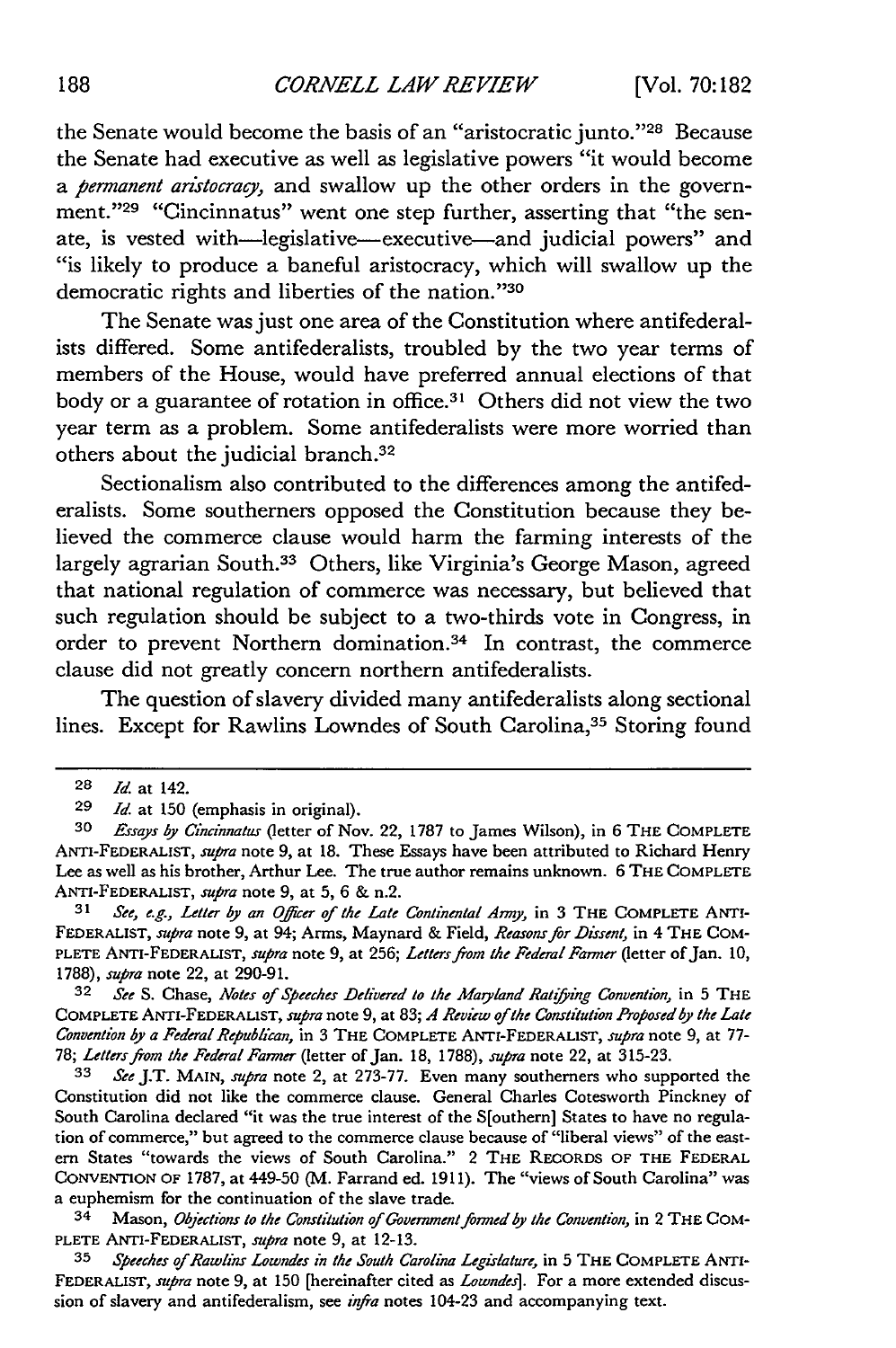the Senate would become the basis of an "aristocratic junto."[28] Because the Senate had executive as well as legislative powers "it would become a *permanent aristocracy,* and swallow up the other orders in the government."[29] "Cincinnatus" went one step further, asserting that "the senate, is vested with—legislative—executive—and judicial powers" and "is likely to produce a baneful aristocracy, which will swallow up the democratic rights and liberties of the nation."[30]

The Senate was just one area of the Constitution where antifederalists differed. Some antifederalists, troubled by the two year terms of members of the House, would have preferred annual elections of that body or a guarantee of rotation in office.[31] Others did not view the two year term as a problem. Some antifederalists were more worried than others about the judicial branch.[32]

Sectionalism also contributed to the differences among the antifederalists. Some southerners opposed the Constitution because they believed the commerce clause would harm the farming interests of the largely agrarian South.[33] Others, like Virginia's George Mason, agreed that national regulation of commerce was necessary, but believed that such regulation should be subject to a two-thirds vote in Congress, in order to prevent Northern domination.[34] In contrast, the commerce clause did not greatly concern northern antifederalists.

The question of slavery divided many antifederalists along sectional lines. Except for Rawlins Lowndes of South Carolina,[35] Storing found

---

28 *Id.* at 142.

29 *Id.* at 150 (emphasis in original).

30 *Essays by Cincinnatus* (letter of Nov. 22, 1787 to James Wilson), in 6 THE COMPLETE ANTI-FEDERALIST, *supra* note 9, at 18. These Essays have been attributed to Richard Henry Lee as well as his brother, Arthur Lee. The true author remains unknown. 6 THE COMPLETE ANTI-FEDERALIST, *supra* note 9, at 5, 6 & n.2.

31 *See, e.g., Letter by an Officer of the Late Continental Army,* in 3 THE COMPLETE ANTI-FEDERALIST, *supra* note 9, at 94; Arms, Maynard & Field, *Reasons for Dissent,* in 4 THE COMPLETE ANTI-FEDERALIST, *supra* note 9, at 256; *Letters from the Federal Farmer* (letter of Jan. 10, 1788), *supra* note 22, at 290-91.

32 *See* S. Chase, *Notes of Speeches Delivered to the Maryland Ratifying Convention,* in 5 THE COMPLETE ANTI-FEDERALIST, *supra* note 9, at 83; *A Review of the Constitution Proposed by the Late Convention by a Federal Republican,* in 3 THE COMPLETE ANTI-FEDERALIST, *supra* note 9, at 77-78; *Letters from the Federal Farmer* (letter of Jan. 18, 1788), *supra* note 22, at 315-23.

33 *See* J.T. MAIN, *supra* note 2, at 273-77. Even many southerners who supported the Constitution did not like the commerce clause. General Charles Cotesworth Pinckney of South Carolina declared "it was the true interest of the S[outhern] States to have no regulation of commerce," but agreed to the commerce clause because of "liberal views" of the eastern States "towards the views of South Carolina." 2 THE RECORDS OF THE FEDERAL CONVENTION OF 1787, at 449-50 (M. Farrand ed. 1911). The "views of South Carolina" was a euphemism for the continuation of the slave trade.

34 Mason, *Objections to the Constitution of Government formed by the Convention,* in 2 THE COMPLETE ANTI-FEDERALIST, *supra* note 9, at 12-13.

35 *Speeches of Rawlins Lowndes in the South Carolina Legislature,* in 5 THE COMPLETE ANTI-FEDERALIST, *supra* note 9, at 150 [hereinafter cited as *Lowndes*]. For a more extended discussion of slavery and antifederalism, see *infra* notes 104-23 and accompanying text.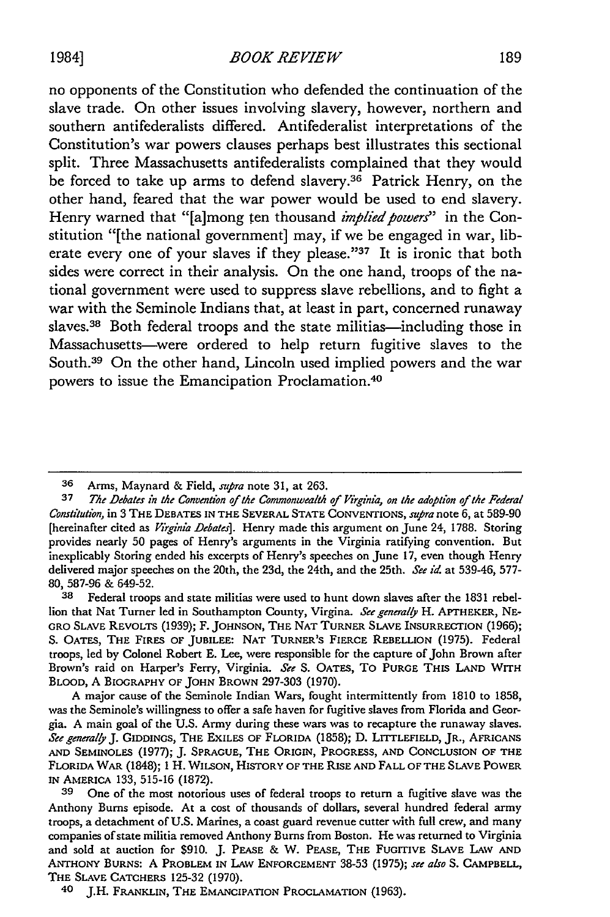no opponents of the Constitution who defended the continuation of the slave trade. On other issues involving slavery, however, northern and southern antifederalists differed. Antifederalist interpretations of the Constitution's war powers clauses perhaps best illustrates this sectional split. Three Massachusetts antifederalists complained that they would be forced to take up arms to defend slavery.[36] Patrick Henry, on the other hand, feared that the war power would be used to end slavery. Henry warned that "[a]mong ten thousand *implied powers*" in the Constitution "[the national government] may, if we be engaged in war, liberate every one of your slaves if they please."[37] It is ironic that both sides were correct in their analysis. On the one hand, troops of the national government were used to suppress slave rebellions, and to fight a war with the Seminole Indians that, at least in part, concerned runaway slaves.[38] Both federal troops and the state militias—including those in Massachusetts—were ordered to help return fugitive slaves to the South.[39] On the other hand, Lincoln used implied powers and the war powers to issue the Emancipation Proclamation.[40]

---

[36] Arms, Maynard & Field, *supra* note 31, at 263.

[37] *The Debates in the Convention of the Commonwealth of Virginia, on the adoption of the Federal Constitution*, in 3 THE DEBATES IN THE SEVERAL STATE CONVENTIONS, *supra* note 6, at 589-90 [hereinafter cited as *Virginia Debates*]. Henry made this argument on June 24, 1788. Storing provides nearly 50 pages of Henry's arguments in the Virginia ratifying convention. But inexplicably Storing ended his excerpts of Henry's speeches on June 17, even though Henry delivered major speeches on the 20th, the 23d, the 24th, and the 25th. *See id.* at 539-46, 577-80, 587-96 & 649-52.

[38] Federal troops and state militias were used to hunt down slaves after the 1831 rebellion that Nat Turner led in Southampton County, Virgina. *See generally* H. APTHEKER, NEGRO SLAVE REVOLTS (1939); F. JOHNSON, THE NAT TURNER SLAVE INSURRECTION (1966); S. OATES, THE FIRES OF JUBILEE: NAT TURNER'S FIERCE REBELLION (1975). Federal troops, led by Colonel Robert E. Lee, were responsible for the capture of John Brown after Brown's raid on Harper's Ferry, Virginia. *See* S. OATES, TO PURGE THIS LAND WITH BLOOD, A BIOGRAPHY OF JOHN BROWN 297-303 (1970).

A major cause of the Seminole Indian Wars, fought intermittently from 1810 to 1858, was the Seminole's willingness to offer a safe haven for fugitive slaves from Florida and Georgia. A main goal of the U.S. Army during these wars was to recapture the runaway slaves. *See generally* J. GIDDINGS, THE EXILES OF FLORIDA (1858); D. LITTLEFIELD, JR., AFRICANS AND SEMINOLES (1977); J. SPRAGUE, THE ORIGIN, PROGRESS, AND CONCLUSION OF THE FLORIDA WAR (1848); 1 H. WILSON, HISTORY OF THE RISE AND FALL OF THE SLAVE POWER IN AMERICA 133, 515-16 (1872).

[39] One of the most notorious uses of federal troops to return a fugitive slave was the Anthony Burns episode. At a cost of thousands of dollars, several hundred federal army troops, a detachment of U.S. Marines, a coast guard revenue cutter with full crew, and many companies of state militia removed Anthony Burns from Boston. He was returned to Virginia and sold at auction for $910. J. PEASE & W. PEASE, THE FUGITIVE SLAVE LAW AND ANTHONY BURNS: A PROBLEM IN LAW ENFORCEMENT 38-53 (1975); *see also* S. CAMPBELL, THE SLAVE CATCHERS 125-32 (1970).

[40] J.H. FRANKLIN, THE EMANCIPATION PROCLAMATION (1963).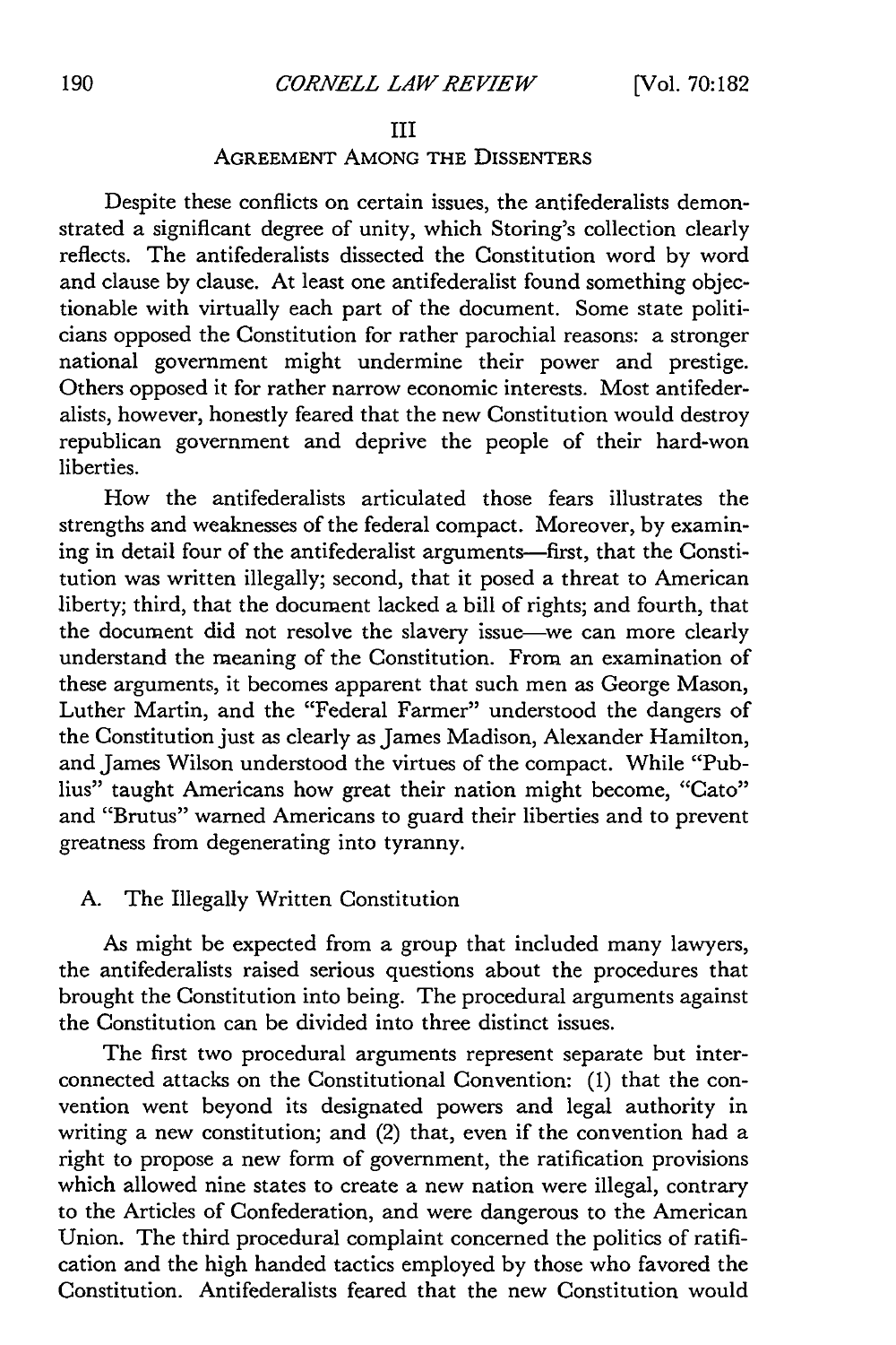## III

## Agreement Among the Dissenters

Despite these conflicts on certain issues, the antifederalists demonstrated a significant degree of unity, which Storing's collection clearly reflects. The antifederalists dissected the Constitution word by word and clause by clause. At least one antifederalist found something objectionable with virtually each part of the document. Some state politicians opposed the Constitution for rather parochial reasons: a stronger national government might undermine their power and prestige. Others opposed it for rather narrow economic interests. Most antifederalists, however, honestly feared that the new Constitution would destroy republican government and deprive the people of their hard-won liberties.

How the antifederalists articulated those fears illustrates the strengths and weaknesses of the federal compact. Moreover, by examining in detail four of the antifederalist arguments—first, that the Constitution was written illegally; second, that it posed a threat to American liberty; third, that the document lacked a bill of rights; and fourth, that the document did not resolve the slavery issue—we can more clearly understand the meaning of the Constitution. From an examination of these arguments, it becomes apparent that such men as George Mason, Luther Martin, and the "Federal Farmer" understood the dangers of the Constitution just as clearly as James Madison, Alexander Hamilton, and James Wilson understood the virtues of the compact. While "Publius" taught Americans how great their nation might become, "Cato" and "Brutus" warned Americans to guard their liberties and to prevent greatness from degenerating into tyranny.

### A. The Illegally Written Constitution

As might be expected from a group that included many lawyers, the antifederalists raised serious questions about the procedures that brought the Constitution into being. The procedural arguments against the Constitution can be divided into three distinct issues.

The first two procedural arguments represent separate but interconnected attacks on the Constitutional Convention: (1) that the convention went beyond its designated powers and legal authority in writing a new constitution; and (2) that, even if the convention had a right to propose a new form of government, the ratification provisions which allowed nine states to create a new nation were illegal, contrary to the Articles of Confederation, and were dangerous to the American Union. The third procedural complaint concerned the politics of ratification and the high handed tactics employed by those who favored the Constitution. Antifederalists feared that the new Constitution would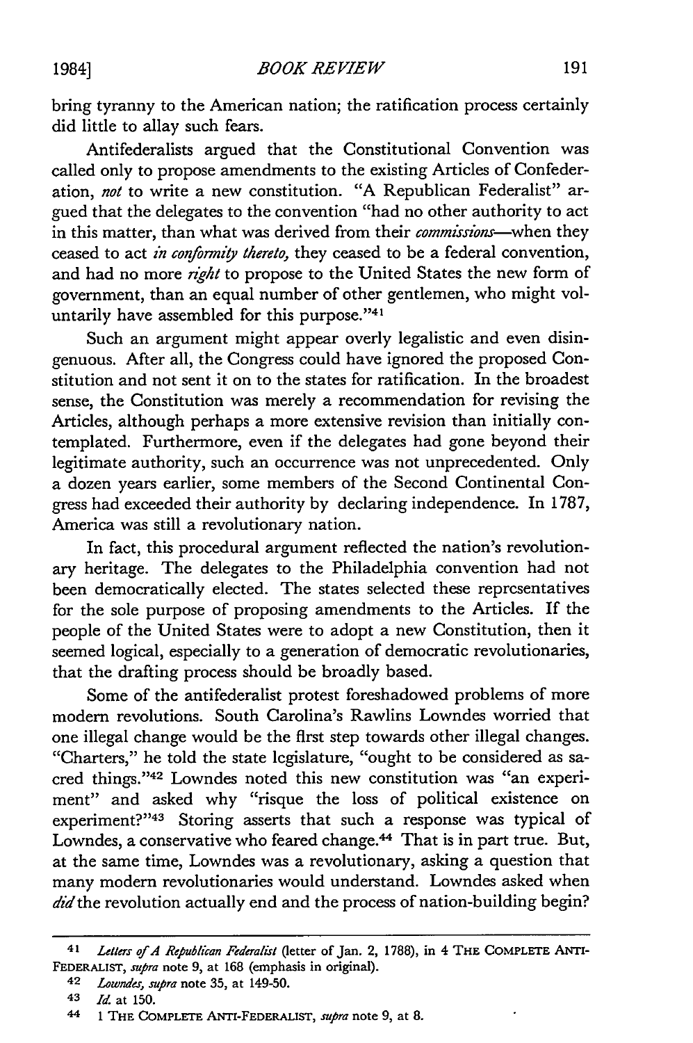bring tyranny to the American nation; the ratification process certainly did little to allay such fears.

Antifederalists argued that the Constitutional Convention was called only to propose amendments to the existing Articles of Confederation, *not* to write a new constitution. "A Republican Federalist" argued that the delegates to the convention "had no other authority to act in this matter, than what was derived from their *commissions*—when they ceased to act *in conformity thereto*, they ceased to be a federal convention, and had no more *right* to propose to the United States the new form of government, than an equal number of other gentlemen, who might voluntarily have assembled for this purpose."[41]

Such an argument might appear overly legalistic and even disingenuous. After all, the Congress could have ignored the proposed Constitution and not sent it on to the states for ratification. In the broadest sense, the Constitution was merely a recommendation for revising the Articles, although perhaps a more extensive revision than initially contemplated. Furthermore, even if the delegates had gone beyond their legitimate authority, such an occurrence was not unprecedented. Only a dozen years earlier, some members of the Second Continental Congress had exceeded their authority by declaring independence. In 1787, America was still a revolutionary nation.

In fact, this procedural argument reflected the nation's revolutionary heritage. The delegates to the Philadelphia convention had not been democratically elected. The states selected these representatives for the sole purpose of proposing amendments to the Articles. If the people of the United States were to adopt a new Constitution, then it seemed logical, especially to a generation of democratic revolutionaries, that the drafting process should be broadly based.

Some of the antifederalist protest foreshadowed problems of more modern revolutions. South Carolina's Rawlins Lowndes worried that one illegal change would be the first step towards other illegal changes. "Charters," he told the state legislature, "ought to be considered as sacred things."[42] Lowndes noted this new constitution was "an experiment" and asked why "risque the loss of political existence on experiment?"[43] Storing asserts that such a response was typical of Lowndes, a conservative who feared change.[44] That is in part true. But, at the same time, Lowndes was a revolutionary, asking a question that many modern revolutionaries would understand. Lowndes asked when *did* the revolution actually end and the process of nation-building begin?

---

[41] *Letters of A Republican Federalist* (letter of Jan. 2, 1788), in 4 THE COMPLETE ANTI-FEDERALIST, *supra* note 9, at 168 (emphasis in original).

[42] *Lowndes*, *supra* note 35, at 149-50.

[43] *Id.* at 150.

[44] 1 THE COMPLETE ANTI-FEDERALIST, *supra* note 9, at 8.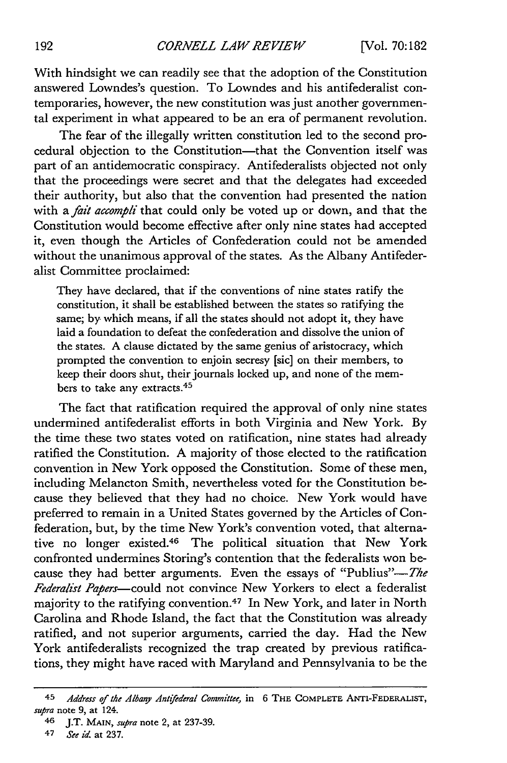With hindsight we can readily see that the adoption of the Constitution answered Lowndes's question. To Lowndes and his antifederalist contemporaries, however, the new constitution was just another governmental experiment in what appeared to be an era of permanent revolution.

The fear of the illegally written constitution led to the second procedural objection to the Constitution—that the Convention itself was part of an antidemocratic conspiracy. Antifederalists objected not only that the proceedings were secret and that the delegates had exceeded their authority, but also that the convention had presented the nation with a *fait accompli* that could only be voted up or down, and that the Constitution would become effective after only nine states had accepted it, even though the Articles of Confederation could not be amended without the unanimous approval of the states. As the Albany Antifederalist Committee proclaimed:

> They have declared, that if the conventions of nine states ratify the constitution, it shall be established between the states so ratifying the same; by which means, if all the states should not adopt it, they have laid a foundation to defeat the confederation and dissolve the union of the states. A clause dictated by the same genius of aristocracy, which prompted the convention to enjoin secresy [sic] on their members, to keep their doors shut, their journals locked up, and none of the members to take any extracts.[45]

The fact that ratification required the approval of only nine states undermined antifederalist efforts in both Virginia and New York. By the time these two states voted on ratification, nine states had already ratified the Constitution. A majority of those elected to the ratification convention in New York opposed the Constitution. Some of these men, including Melancton Smith, nevertheless voted for the Constitution because they believed that they had no choice. New York would have preferred to remain in a United States governed by the Articles of Confederation, but, by the time New York's convention voted, that alternative no longer existed.[46] The political situation that New York confronted undermines Storing's contention that the federalists won because they had better arguments. Even the essays of "Publius"—*The Federalist Papers*—could not convince New Yorkers to elect a federalist majority to the ratifying convention.[47] In New York, and later in North Carolina and Rhode Island, the fact that the Constitution was already ratified, and not superior arguments, carried the day. Had the New York antifederalists recognized the trap created by previous ratifications, they might have raced with Maryland and Pennsylvania to be the

---

[45] *Address of the Albany Antifederal Committee*, in 6 THE COMPLETE ANTI-FEDERALIST, *supra* note 9, at 124.

[46] J.T. MAIN, *supra* note 2, at 237-39.

[47] *See id.* at 237.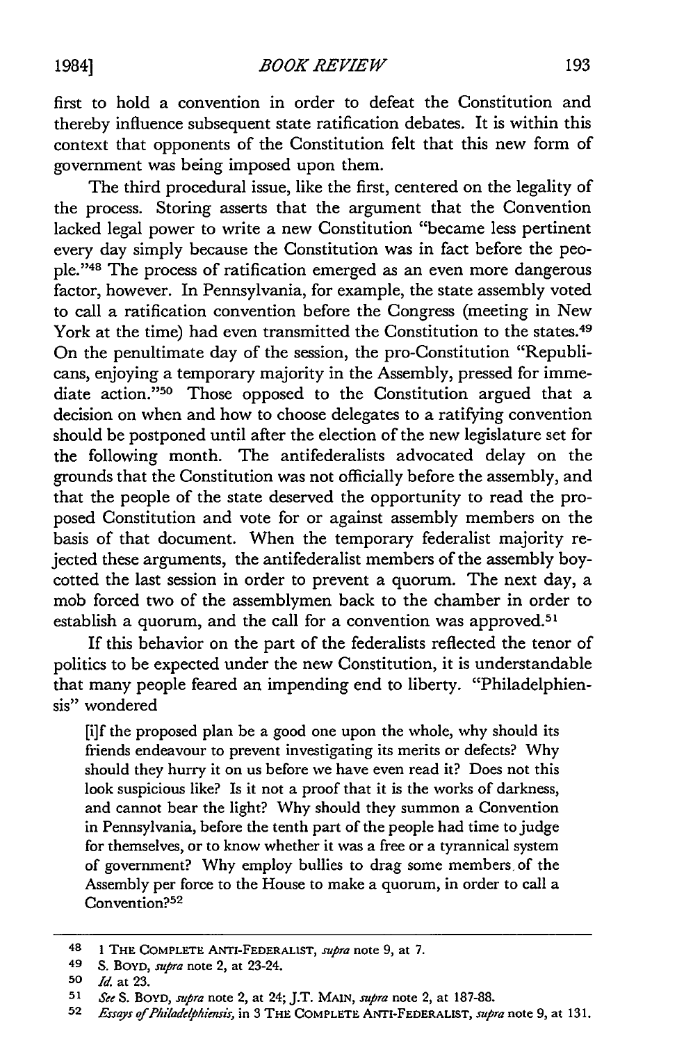first to hold a convention in order to defeat the Constitution and thereby influence subsequent state ratification debates. It is within this context that opponents of the Constitution felt that this new form of government was being imposed upon them.

The third procedural issue, like the first, centered on the legality of the process. Storing asserts that the argument that the Convention lacked legal power to write a new Constitution "became less pertinent every day simply because the Constitution was in fact before the people."[48] The process of ratification emerged as an even more dangerous factor, however. In Pennsylvania, for example, the state assembly voted to call a ratification convention before the Congress (meeting in New York at the time) had even transmitted the Constitution to the states.[49] On the penultimate day of the session, the pro-Constitution "Republicans, enjoying a temporary majority in the Assembly, pressed for immediate action."[50] Those opposed to the Constitution argued that a decision on when and how to choose delegates to a ratifying convention should be postponed until after the election of the new legislature set for the following month. The antifederalists advocated delay on the grounds that the Constitution was not officially before the assembly, and that the people of the state deserved the opportunity to read the proposed Constitution and vote for or against assembly members on the basis of that document. When the temporary federalist majority rejected these arguments, the antifederalist members of the assembly boycotted the last session in order to prevent a quorum. The next day, a mob forced two of the assemblymen back to the chamber in order to establish a quorum, and the call for a convention was approved.[51]

If this behavior on the part of the federalists reflected the tenor of politics to be expected under the new Constitution, it is understandable that many people feared an impending end to liberty. "Philadelphiensis" wondered

> [i]f the proposed plan be a good one upon the whole, why should its friends endeavour to prevent investigating its merits or defects? Why should they hurry it on us before we have even read it? Does not this look suspicious like? Is it not a proof that it is the works of darkness, and cannot bear the light? Why should they summon a Convention in Pennsylvania, before the tenth part of the people had time to judge for themselves, or to know whether it was a free or a tyrannical system of government? Why employ bullies to drag some members of the Assembly per force to the House to make a quorum, in order to call a Convention?[52]

---

48 1 THE COMPLETE ANTI-FEDERALIST, *supra* note 9, at 7.

49 S. BOYD, *supra* note 2, at 23-24.

50 *Id.* at 23.

51 *See* S. BOYD, *supra* note 2, at 24; J.T. MAIN, *supra* note 2, at 187-88.

52 *Essays of Philadelphiensis*, in 3 THE COMPLETE ANTI-FEDERALIST, *supra* note 9, at 131.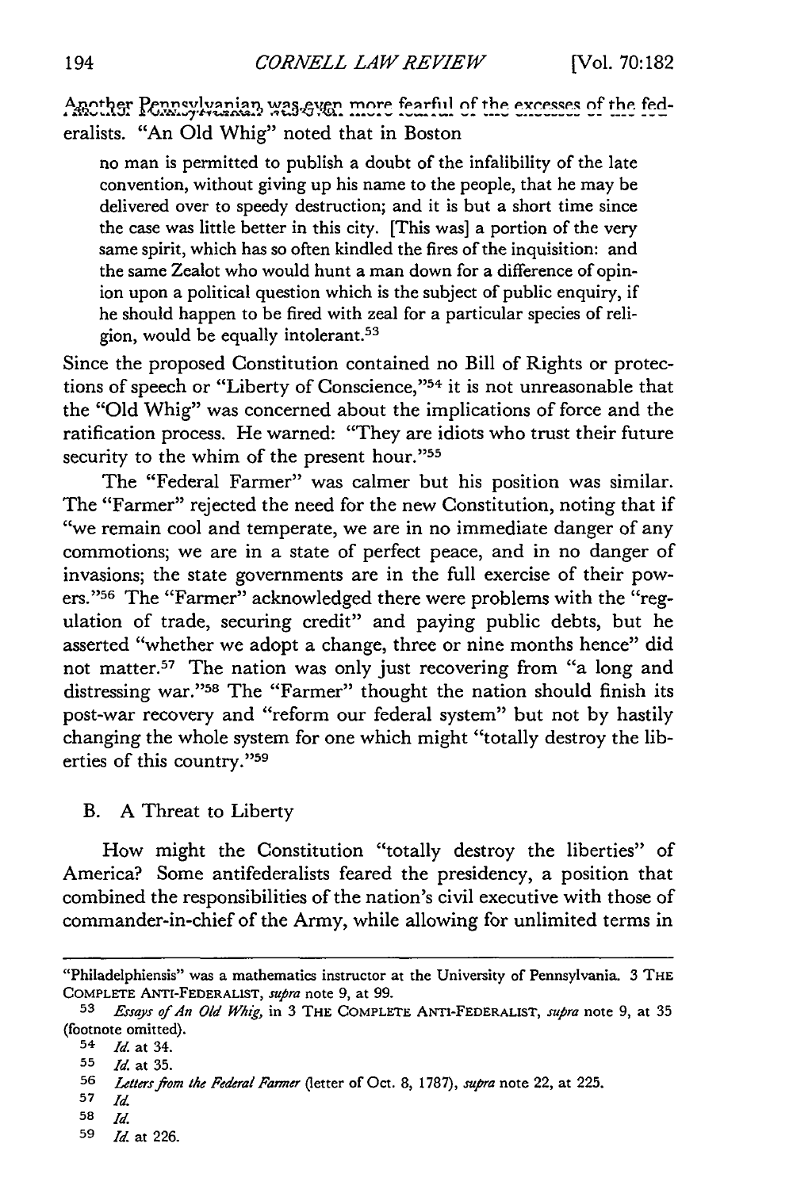Another Pennsylvanian was even more fearful of the excesses of the federalists. "An Old Whig" noted that in Boston

> no man is permitted to publish a doubt of the infalibility of the late convention, without giving up his name to the people, that he may be delivered over to speedy destruction; and it is but a short time since the case was little better in this city. [This was] a portion of the very same spirit, which has so often kindled the fires of the inquisition: and the same Zealot who would hunt a man down for a difference of opinion upon a political question which is the subject of public enquiry, if he should happen to be fired with zeal for a particular species of religion, would be equally intolerant.[53]

Since the proposed Constitution contained no Bill of Rights or protections of speech or "Liberty of Conscience,"[54] it is not unreasonable that the "Old Whig" was concerned about the implications of force and the ratification process. He warned: "They are idiots who trust their future security to the whim of the present hour."[55]

The "Federal Farmer" was calmer but his position was similar. The "Farmer" rejected the need for the new Constitution, noting that if "we remain cool and temperate, we are in no immediate danger of any commotions; we are in a state of perfect peace, and in no danger of invasions; the state governments are in the full exercise of their powers."[56] The "Farmer" acknowledged there were problems with the "regulation of trade, securing credit" and paying public debts, but he asserted "whether we adopt a change, three or nine months hence" did not matter.[57] The nation was only just recovering from "a long and distressing war."[58] The "Farmer" thought the nation should finish its post-war recovery and "reform our federal system" but not by hastily changing the whole system for one which might "totally destroy the liberties of this country."[59]

### B. A Threat to Liberty

How might the Constitution "totally destroy the liberties" of America? Some antifederalists feared the presidency, a position that combined the responsibilities of the nation's civil executive with those of commander-in-chief of the Army, while allowing for unlimited terms in

---

"Philadelphiensis" was a mathematics instructor at the University of Pennsylvania. 3 THE COMPLETE ANTI-FEDERALIST, *supra* note 9, at 99.

53 *Essays of An Old Whig*, in 3 THE COMPLETE ANTI-FEDERALIST, *supra* note 9, at 35 (footnote omitted).

54 *Id.* at 34.

55 *Id.* at 35.

56 *Letters from the Federal Farmer* (letter of Oct. 8, 1787), *supra* note 22, at 225.

57 *Id.*

58 *Id.*

59 *Id.* at 226.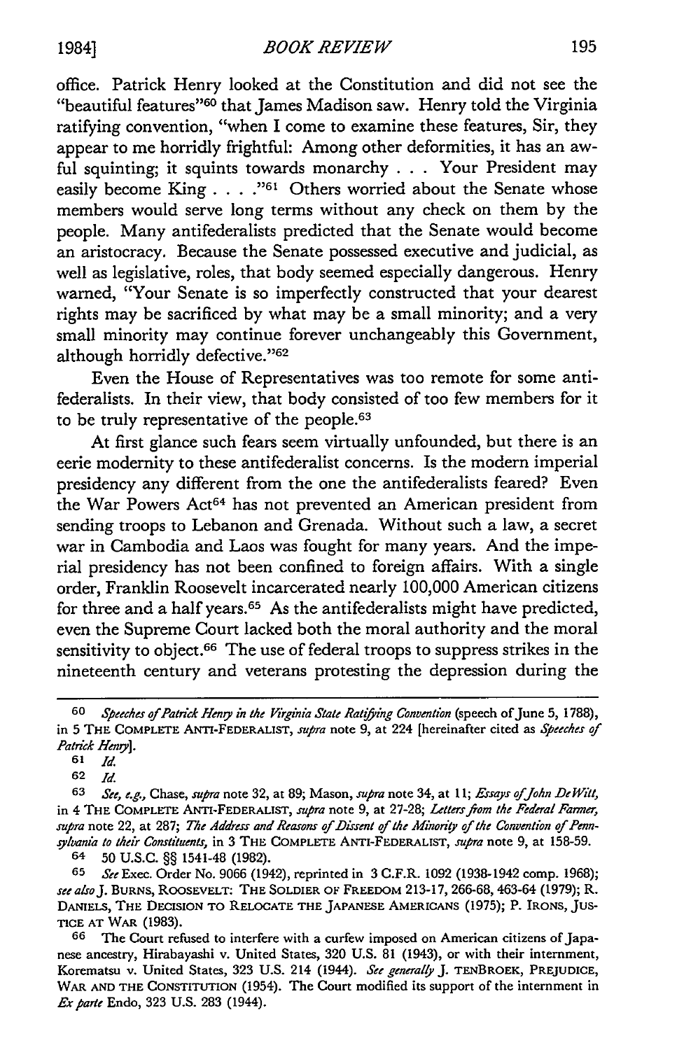office. Patrick Henry looked at the Constitution and did not see the "beautiful features"[60] that James Madison saw. Henry told the Virginia ratifying convention, "when I come to examine these features, Sir, they appear to me horridly frightful: Among other deformities, it has an awful squinting; it squints towards monarchy . . . Your President may easily become King . . . ."[61] Others worried about the Senate whose members would serve long terms without any check on them by the people. Many antifederalists predicted that the Senate would become an aristocracy. Because the Senate possessed executive and judicial, as well as legislative, roles, that body seemed especially dangerous. Henry warned, "Your Senate is so imperfectly constructed that your dearest rights may be sacrificed by what may be a small minority; and a very small minority may continue forever unchangeably this Government, although horridly defective."[62]

Even the House of Representatives was too remote for some antifederalists. In their view, that body consisted of too few members for it to be truly representative of the people.[63]

At first glance such fears seem virtually unfounded, but there is an eerie modernity to these antifederalist concerns. Is the modern imperial presidency any different from the one the antifederalists feared? Even the War Powers Act[64] has not prevented an American president from sending troops to Lebanon and Grenada. Without such a law, a secret war in Cambodia and Laos was fought for many years. And the imperial presidency has not been confined to foreign affairs. With a single order, Franklin Roosevelt incarcerated nearly 100,000 American citizens for three and a half years.[65] As the antifederalists might have predicted, even the Supreme Court lacked both the moral authority and the moral sensitivity to object.[66] The use of federal troops to suppress strikes in the nineteenth century and veterans protesting the depression during the

---

60 *Speeches of Patrick Henry in the Virginia State Ratifying Convention* (speech of June 5, 1788), in 5 THE COMPLETE ANTI-FEDERALIST, *supra* note 9, at 224 [hereinafter cited as *Speeches of Patrick Henry*].

61 *Id.*

62 *Id.*

63 *See, e.g.,* Chase, *supra* note 32, at 89; Mason, *supra* note 34, at 11; *Essays of John DeWitt*, in 4 THE COMPLETE ANTI-FEDERALIST, *supra* note 9, at 27-28; *Letters from the Federal Farmer*, *supra* note 22, at 287; *The Address and Reasons of Dissent of the Minority of the Convention of Pennsylvania to their Constituents*, in 3 THE COMPLETE ANTI-FEDERALIST, *supra* note 9, at 158-59.

64 50 U.S.C. §§ 1541-48 (1982).

65 *See* Exec. Order No. 9066 (1942), reprinted in 3 C.F.R. 1092 (1938-1942 comp. 1968); *see also* J. BURNS, ROOSEVELT: THE SOLDIER OF FREEDOM 213-17, 266-68, 463-64 (1979); R. DANIELS, THE DECISION TO RELOCATE THE JAPANESE AMERICANS (1975); P. IRONS, JUSTICE AT WAR (1983).

66 The Court refused to interfere with a curfew imposed on American citizens of Japanese ancestry, Hirabayashi v. United States, 320 U.S. 81 (1943), or with their internment, Korematsu v. United States, 323 U.S. 214 (1944). *See generally* J. TENBROEK, PREJUDICE, WAR AND THE CONSTITUTION (1954). The Court modified its support of the internment in *Ex parte* Endo, 323 U.S. 283 (1944).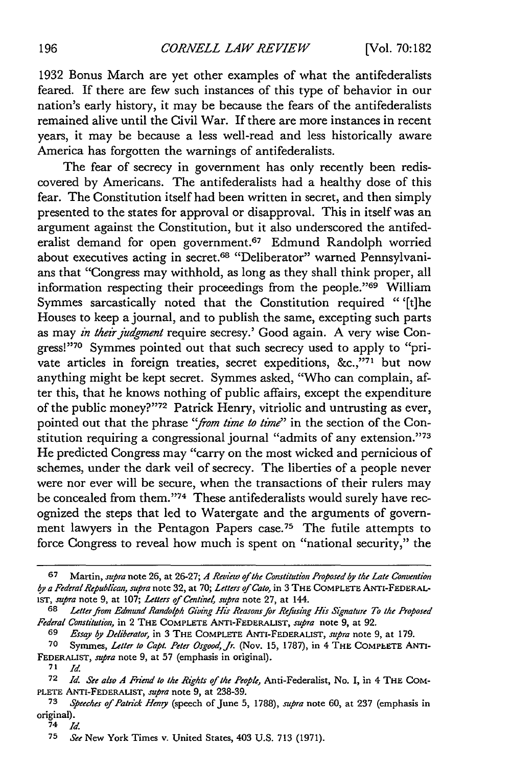1932 Bonus March are yet other examples of what the antifederalists feared. If there are few such instances of this type of behavior in our nation's early history, it may be because the fears of the antifederalists remained alive until the Civil War. If there are more instances in recent years, it may be because a less well-read and less historically aware America has forgotten the warnings of antifederalists.

The fear of secrecy in government has only recently been rediscovered by Americans. The antifederalists had a healthy dose of this fear. The Constitution itself had been written in secret, and then simply presented to the states for approval or disapproval. This in itself was an argument against the Constitution, but it also underscored the antifederalist demand for open government.[67] Edmund Randolph worried about executives acting in secret.[68] "Deliberator" warned Pennsylvanians that "Congress may withhold, as long as they shall think proper, all information respecting their proceedings from the people."[69] William Symmes sarcastically noted that the Constitution required " '[t]he Houses to keep a journal, and to publish the same, excepting such parts as may *in their judgment* require secresy.' Good again. A very wise Congress!"[70] Symmes pointed out that such secrecy used to apply to "private articles in foreign treaties, secret expeditions, &c.,"[71] but now anything might be kept secret. Symmes asked, "Who can complain, after this, that he knows nothing of public affairs, except the expenditure of the public money?"[72] Patrick Henry, vitriolic and untrusting as ever, pointed out that the phrase *"from time to time"* in the section of the Constitution requiring a congressional journal "admits of any extension."[73] He predicted Congress may "carry on the most wicked and pernicious of schemes, under the dark veil of secrecy. The liberties of a people never were nor ever will be secure, when the transactions of their rulers may be concealed from them."[74] These antifederalists would surely have recognized the steps that led to Watergate and the arguments of government lawyers in the Pentagon Papers case.[75] The futile attempts to force Congress to reveal how much is spent on "national security," the

---

67 Martin, *supra* note 26, at 26-27; *A Review of the Constitution Proposed by the Late Convention by a Federal Republican, supra* note 32, at 70; *Letters of Cato,* in 3 THE COMPLETE ANTI-FEDERALIST, *supra* note 9, at 107; *Letters of Centinel, supra* note 27, at 144.

68 *Letter from Edmund Randolph Giving His Reasons for Refusing His Signature To the Proposed Federal Constitution,* in 2 THE COMPLETE ANTI-FEDERALIST, *supra* note 9, at 92.

69 *Essay by Deliberator,* in 3 THE COMPLETE ANTI-FEDERALIST, *supra* note 9, at 179.

70 Symmes, *Letter to Capt. Peter Osgood, Jr.* (Nov. 15, 1787), in 4 THE COMPLETE ANTI-FEDERALIST, *supra* note 9, at 57 (emphasis in original).

71 *Id.*

72 *Id. See also A Friend to the Rights of the People,* Anti-Federalist, No. I, in 4 THE COMPLETE ANTI-FEDERALIST, *supra* note 9, at 238-39.

73 *Speeches of Patrick Henry* (speech of June 5, 1788), *supra* note 60, at 237 (emphasis in original).

74 *Id.*

75 *See* New York Times v. United States, 403 U.S. 713 (1971).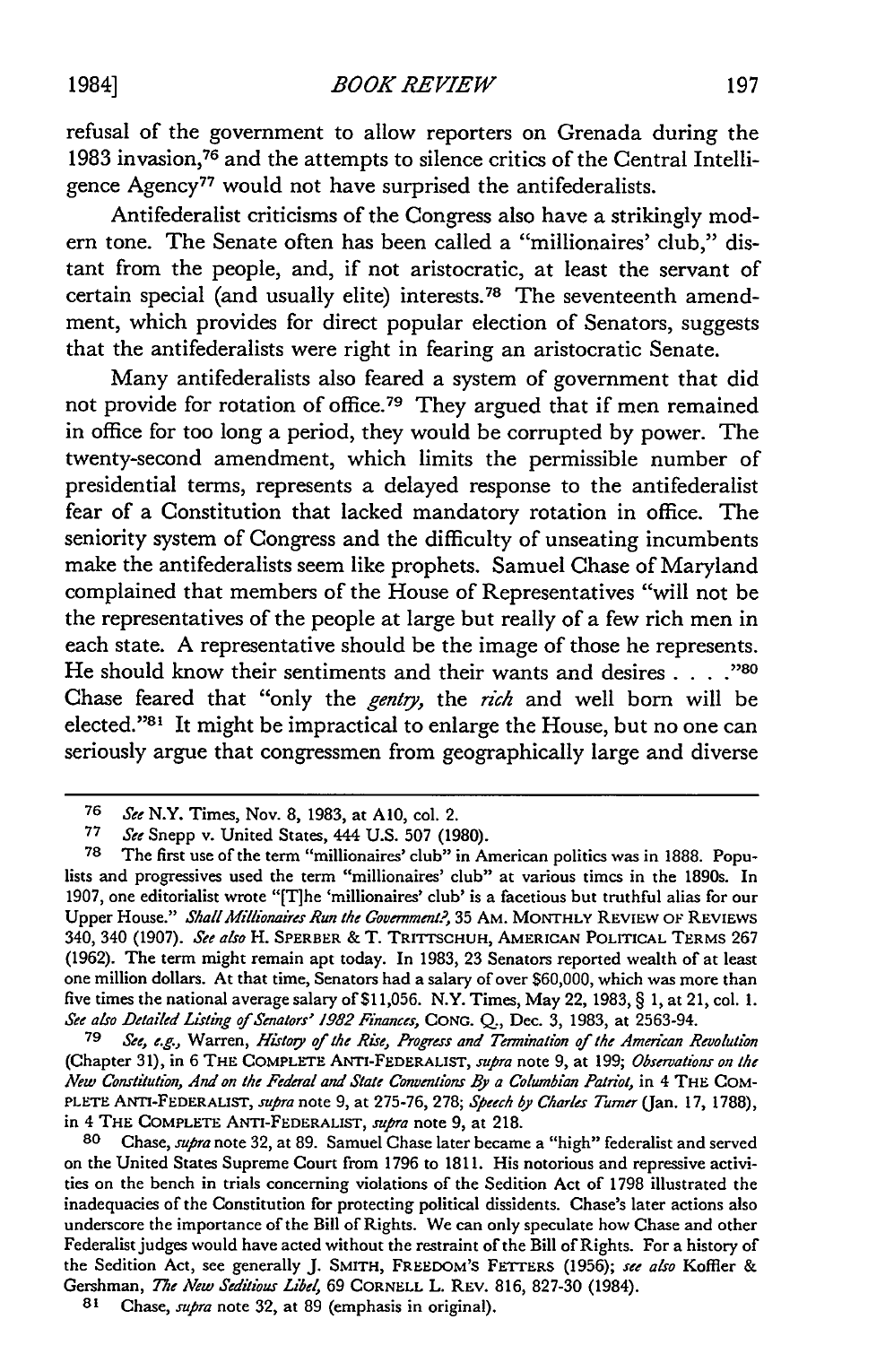refusal of the government to allow reporters on Grenada during the 1983 invasion,[76] and the attempts to silence critics of the Central Intelligence Agency[77] would not have surprised the antifederalists.

Antifederalist criticisms of the Congress also have a strikingly modern tone. The Senate often has been called a "millionaires' club," distant from the people, and, if not aristocratic, at least the servant of certain special (and usually elite) interests.[78] The seventeenth amendment, which provides for direct popular election of Senators, suggests that the antifederalists were right in fearing an aristocratic Senate.

Many antifederalists also feared a system of government that did not provide for rotation of office.[79] They argued that if men remained in office for too long a period, they would be corrupted by power. The twenty-second amendment, which limits the permissible number of presidential terms, represents a delayed response to the antifederalist fear of a Constitution that lacked mandatory rotation in office. The seniority system of Congress and the difficulty of unseating incumbents make the antifederalists seem like prophets. Samuel Chase of Maryland complained that members of the House of Representatives "will not be the representatives of the people at large but really of a few rich men in each state. A representative should be the image of those he represents. He should know their sentiments and their wants and desires . . . ."[80] Chase feared that "only the *gentry*, the *rich* and well born will be elected."[81] It might be impractical to enlarge the House, but no one can seriously argue that congressmen from geographically large and diverse

---

[76] *See* N.Y. Times, Nov. 8, 1983, at A10, col. 2.

[77] *See* Snepp v. United States, 444 U.S. 507 (1980).

[78] The first use of the term "millionaires' club" in American politics was in 1888. Populists and progressives used the term "millionaires' club" at various times in the 1890s. In 1907, one editorialist wrote "[T]he 'millionaires' club' is a facetious but truthful alias for our Upper House." *Shall Millionaires Run the Government?*, 35 AM. MONTHLY REVIEW OF REVIEWS 340, 340 (1907). *See also* H. SPERBER & T. TRITTSCHUH, AMERICAN POLITICAL TERMS 267 (1962). The term might remain apt today. In 1983, 23 Senators reported wealth of at least one million dollars. At that time, Senators had a salary of over $60,000, which was more than five times the national average salary of $11,056. N.Y. Times, May 22, 1983, § 1, at 21, col. 1. *See also Detailed Listing of Senators' 1982 Finances*, CONG. Q., Dec. 3, 1983, at 2563-94.

[79] *See, e.g.*, Warren, *History of the Rise, Progress and Termination of the American Revolution* (Chapter 31), in 6 THE COMPLETE ANTI-FEDERALIST, *supra* note 9, at 199; *Observations on the New Constitution, And on the Federal and State Conventions By a Columbian Patriot*, in 4 THE COMPLETE ANTI-FEDERALIST, *supra* note 9, at 275-76, 278; *Speech by Charles Turner* (Jan. 17, 1788), in 4 THE COMPLETE ANTI-FEDERALIST, *supra* note 9, at 218.

[80] Chase, *supra* note 32, at 89. Samuel Chase later became a "high" federalist and served on the United States Supreme Court from 1796 to 1811. His notorious and repressive activities on the bench in trials concerning violations of the Sedition Act of 1798 illustrated the inadequacies of the Constitution for protecting political dissidents. Chase's later actions also underscore the importance of the Bill of Rights. We can only speculate how Chase and other Federalist judges would have acted without the restraint of the Bill of Rights. For a history of the Sedition Act, see generally J. SMITH, FREEDOM'S FETTERS (1956); *see also* Koffler & Gershman, *The New Seditious Libel*, 69 CORNELL L. REV. 816, 827-30 (1984).

[81] Chase, *supra* note 32, at 89 (emphasis in original).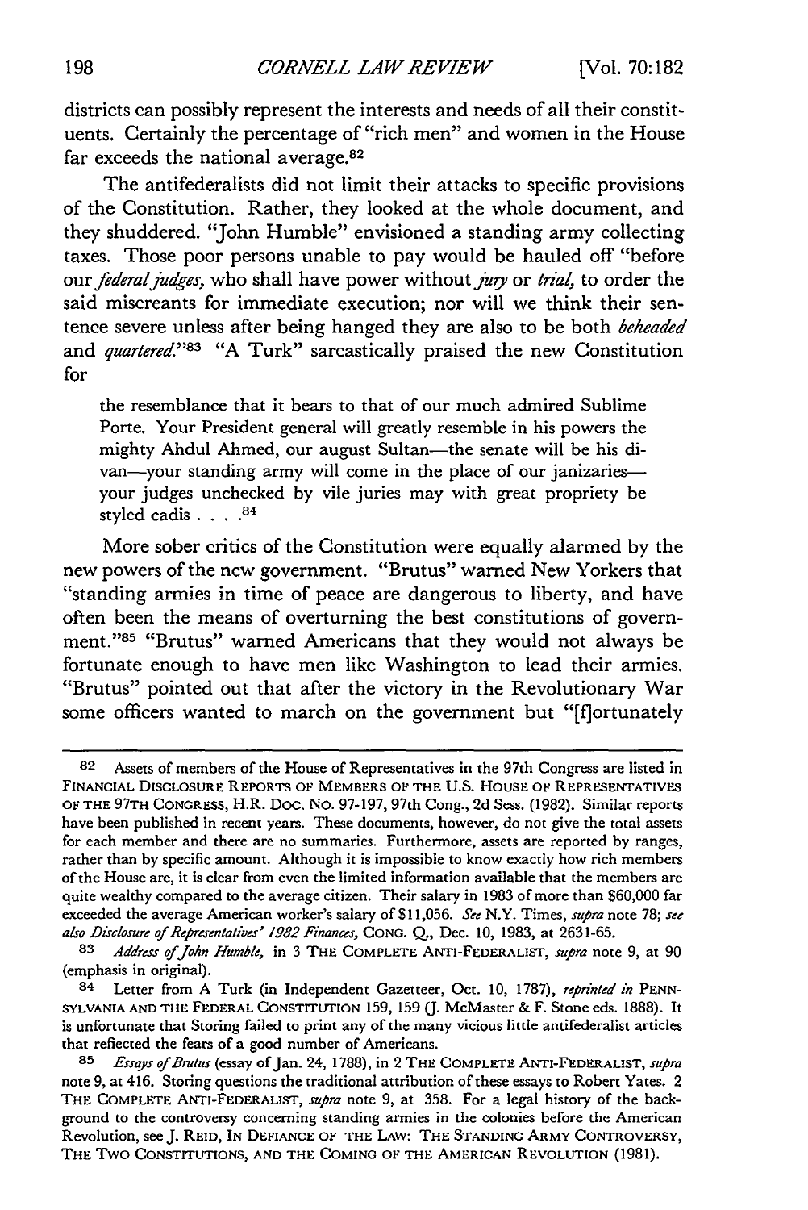districts can possibly represent the interests and needs of all their constituents. Certainly the percentage of "rich men" and women in the House far exceeds the national average.[82]

The antifederalists did not limit their attacks to specific provisions of the Constitution. Rather, they looked at the whole document, and they shuddered. "John Humble" envisioned a standing army collecting taxes. Those poor persons unable to pay would be hauled off "before our *federal judges,* who shall have power without *jury* or *trial,* to order the said miscreants for immediate execution; nor will we think their sentence severe unless after being hanged they are also to be both *beheaded* and *quartered.*"[83] "A Turk" sarcastically praised the new Constitution for

> the resemblance that it bears to that of our much admired Sublime Porte. Your President general will greatly resemble in his powers the mighty Ahdul Ahmed, our august Sultan—the senate will be his divan—your standing army will come in the place of our janizaries—your judges unchecked by vile juries may with great propriety be styled cadis . . . .[84]

More sober critics of the Constitution were equally alarmed by the new powers of the new government. "Brutus" warned New Yorkers that "standing armies in time of peace are dangerous to liberty, and have often been the means of overturning the best constitutions of government."[85] "Brutus" warned Americans that they would not always be fortunate enough to have men like Washington to lead their armies. "Brutus" pointed out that after the victory in the Revolutionary War some officers wanted to march on the government but "[f]ortunately

---

82 Assets of members of the House of Representatives in the 97th Congress are listed in FINANCIAL DISCLOSURE REPORTS OF MEMBERS OF THE U.S. HOUSE OF REPRESENTATIVES OF THE 97TH CONGRESS, H.R. DOC. NO. 97-197, 97th Cong., 2d Sess. (1982). Similar reports have been published in recent years. These documents, however, do not give the total assets for each member and there are no summaries. Furthermore, assets are reported by ranges, rather than by specific amount. Although it is impossible to know exactly how rich members of the House are, it is clear from even the limited information available that the members are quite wealthy compared to the average citizen. Their salary in 1983 of more than $60,000 far exceeded the average American worker's salary of $11,056. *See* N.Y. Times, *supra* note 78; *see also Disclosure of Representatives' 1982 Finances,* CONG. Q., Dec. 10, 1983, at 2631-65.

83 *Address of John Humble,* in 3 THE COMPLETE ANTI-FEDERALIST, *supra* note 9, at 90 (emphasis in original).

84 Letter from A Turk (in Independent Gazetteer, Oct. 10, 1787), *reprinted in* PENNSYLVANIA AND THE FEDERAL CONSTITUTION 159, 159 (J. McMaster & F. Stone eds. 1888). It is unfortunate that Storing failed to print any of the many vicious little antifederalist articles that reflected the fears of a good number of Americans.

85 *Essays of Brutus* (essay of Jan. 24, 1788), in 2 THE COMPLETE ANTI-FEDERALIST, *supra* note 9, at 416. Storing questions the traditional attribution of these essays to Robert Yates. 2 THE COMPLETE ANTI-FEDERALIST, *supra* note 9, at 358. For a legal history of the background to the controversy concerning standing armies in the colonies before the American Revolution, see J. REID, IN DEFIANCE OF THE LAW: THE STANDING ARMY CONTROVERSY, THE TWO CONSTITUTIONS, AND THE COMING OF THE AMERICAN REVOLUTION (1981).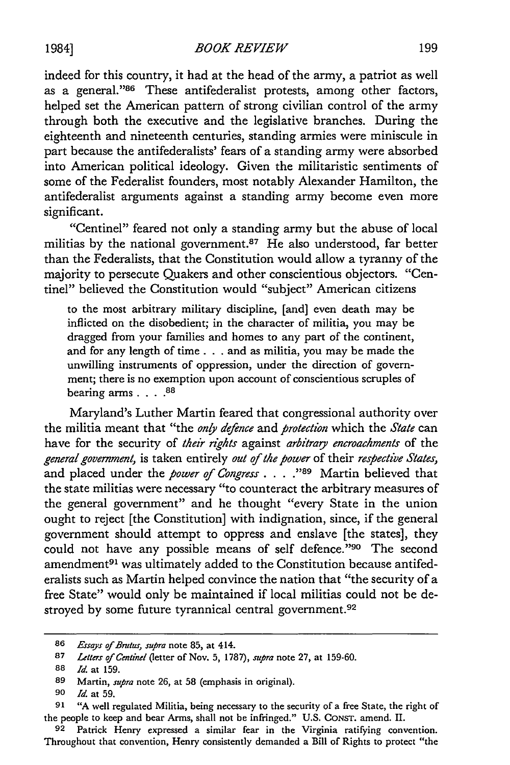indeed for this country, it had at the head of the army, a patriot as well as a general."[86] These antifederalist protests, among other factors, helped set the American pattern of strong civilian control of the army through both the executive and the legislative branches. During the eighteenth and nineteenth centuries, standing armies were miniscule in part because the antifederalists' fears of a standing army were absorbed into American political ideology. Given the militaristic sentiments of some of the Federalist founders, most notably Alexander Hamilton, the antifederalist arguments against a standing army become even more significant.

"Centinel" feared not only a standing army but the abuse of local militias by the national government.[87] He also understood, far better than the Federalists, that the Constitution would allow a tyranny of the majority to persecute Quakers and other conscientious objectors. "Centinel" believed the Constitution would "subject" American citizens

> to the most arbitrary military discipline, [and] even death may be inflicted on the disobedient; in the character of militia, you may be dragged from your families and homes to any part of the continent, and for any length of time . . . and as militia, you may be made the unwilling instruments of oppression, under the direction of government; there is no exemption upon account of conscientious scruples of bearing arms . . . .[88]

Maryland's Luther Martin feared that congressional authority over the militia meant that "the *only defence* and *protection* which the *State* can have for the security of *their rights* against *arbitrary encroachments* of the *general government*, is taken entirely *out of the power* of their *respective States*, and placed under the *power of Congress* . . . ."[89] Martin believed that the state militias were necessary "to counteract the arbitrary measures of the general government" and he thought "every State in the union ought to reject [the Constitution] with indignation, since, if the general government should attempt to oppress and enslave [the states], they could not have any possible means of self defence."[90] The second amendment[91] was ultimately added to the Constitution because antifederalists such as Martin helped convince the nation that "the security of a free State" would only be maintained if local militias could not be destroyed by some future tyrannical central government.[92]

---

86 *Essays of Brutus*, *supra* note 85, at 414.

87 *Letters of Centinel* (letter of Nov. 5, 1787), *supra* note 27, at 159-60.

88 *Id.* at 159.

89 Martin, *supra* note 26, at 58 (emphasis in original).

90 *Id.* at 59.

91 "A well regulated Militia, being necessary to the security of a free State, the right of the people to keep and bear Arms, shall not be infringed." U.S. CONST. amend. II.

92 Patrick Henry expressed a similar fear in the Virginia ratifying convention. Throughout that convention, Henry consistently demanded a Bill of Rights to protect "the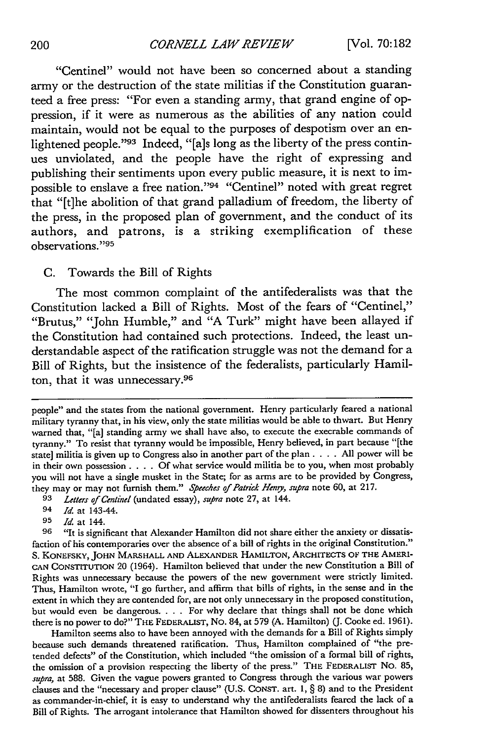"Centinel" would not have been so concerned about a standing army or the destruction of the state militias if the Constitution guaranteed a free press: "For even a standing army, that grand engine of oppression, if it were as numerous as the abilities of any nation could maintain, would not be equal to the purposes of despotism over an enlightened people."[93] Indeed, "[a]s long as the liberty of the press continues unviolated, and the people have the right of expressing and publishing their sentiments upon every public measure, it is next to impossible to enslave a free nation."[94] "Centinel" noted with great regret that "[t]he abolition of that grand palladium of freedom, the liberty of the press, in the proposed plan of government, and the conduct of its authors, and patrons, is a striking exemplification of these observations."[95]

### C. Towards the Bill of Rights

The most common complaint of the antifederalists was that the Constitution lacked a Bill of Rights. Most of the fears of "Centinel," "Brutus," "John Humble," and "A Turk" might have been allayed if the Constitution had contained such protections. Indeed, the least understandable aspect of the ratification struggle was not the demand for a Bill of Rights, but the insistence of the federalists, particularly Hamilton, that it was unnecessary.[96]

---

people" and the states from the national government. Henry particularly feared a national military tyranny that, in his view, only the state militias would be able to thwart. But Henry warned that, "[a] standing army we shall have also, to execute the execrable commands of tyranny." To resist that tyranny would be impossible, Henry believed, in part because "[the state] militia is given up to Congress also in another part of the plan . . . . All power will be in their own possession . . . . Of what service would militia be to you, when most probably you will not have a single musket in the State; for as arms are to be provided by Congress, they may or may not furnish them." *Speeches of Patrick Henry*, *supra* note 60, at 217.

93 *Letters of Centinel* (undated essay), *supra* note 27, at 144.

94 *Id.* at 143-44.

95 *Id.* at 144.

96 "It is significant that Alexander Hamilton did not share either the anxiety or dissatisfaction of his contemporaries over the absence of a bill of rights in the original Constitution." S. KONEFSKY, JOHN MARSHALL AND ALEXANDER HAMILTON, ARCHITECTS OF THE AMERICAN CONSTITUTION 20 (1964). Hamilton believed that under the new Constitution a Bill of Rights was unnecessary because the powers of the new government were strictly limited. Thus, Hamilton wrote, "I go further, and affirm that bills of rights, in the sense and in the extent in which they are contended for, are not only unnecessary in the proposed constitution, but would even be dangerous. . . . For why declare that things shall not be done which there is no power to do?" THE FEDERALIST, NO. 84, at 579 (A. Hamilton) (J. Cooke ed. 1961).

Hamilton seems also to have been annoyed with the demands for a Bill of Rights simply because such demands threatened ratification. Thus, Hamilton complained of "the pretended defects" of the Constitution, which included "the omission of a formal bill of rights, the omission of a provision respecting the liberty of the press." THE FEDERALIST NO. 85, *supra*, at 588. Given the vague powers granted to Congress through the various war powers clauses and the "necessary and proper clause" (U.S. CONST. art. 1, § 8) and to the President as commander-in-chief, it is easy to understand why the antifederalists feared the lack of a Bill of Rights. The arrogant intolerance that Hamilton showed for dissenters throughout his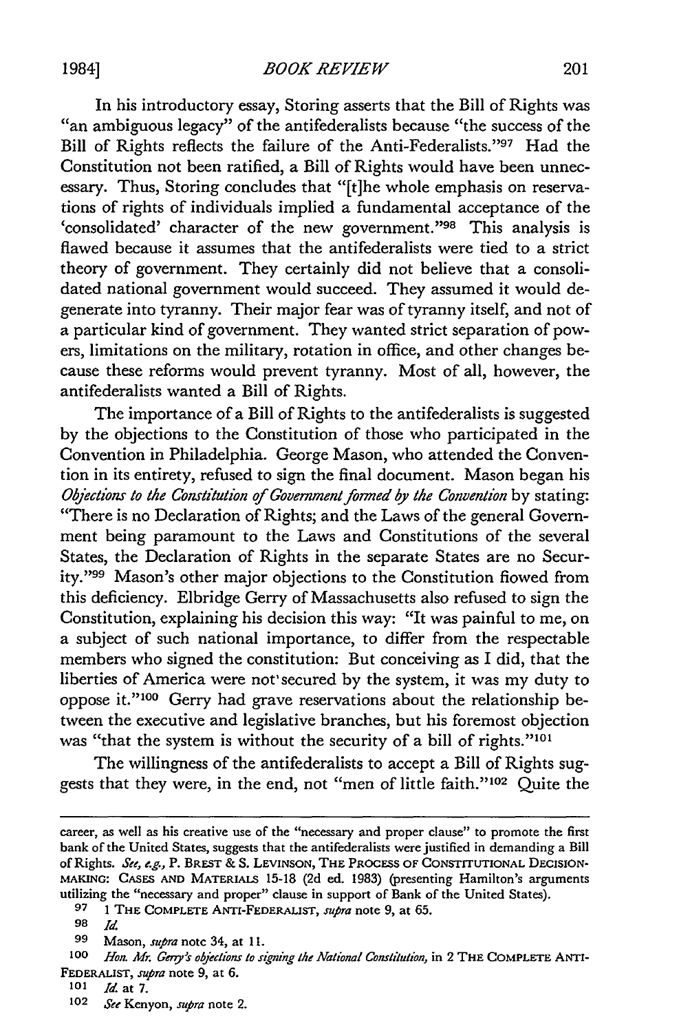In his introductory essay, Storing asserts that the Bill of Rights was "an ambiguous legacy" of the antifederalists because "the success of the Bill of Rights reflects the failure of the Anti-Federalists."[97] Had the Constitution not been ratified, a Bill of Rights would have been unnecessary. Thus, Storing concludes that "[t]he whole emphasis on reservations of rights of individuals implied a fundamental acceptance of the 'consolidated' character of the new government."[98] This analysis is flawed because it assumes that the antifederalists were tied to a strict theory of government. They certainly did not believe that a consolidated national government would succeed. They assumed it would degenerate into tyranny. Their major fear was of tyranny itself, and not of a particular kind of government. They wanted strict separation of powers, limitations on the military, rotation in office, and other changes because these reforms would prevent tyranny. Most of all, however, the antifederalists wanted a Bill of Rights.

The importance of a Bill of Rights to the antifederalists is suggested by the objections to the Constitution of those who participated in the Convention in Philadelphia. George Mason, who attended the Convention in its entirety, refused to sign the final document. Mason began his *Objections to the Constitution of Government formed by the Convention* by stating: "There is no Declaration of Rights; and the Laws of the general Government being paramount to the Laws and Constitutions of the several States, the Declaration of Rights in the separate States are no Security."[99] Mason's other major objections to the Constitution flowed from this deficiency. Elbridge Gerry of Massachusetts also refused to sign the Constitution, explaining his decision this way: "It was painful to me, on a subject of such national importance, to differ from the respectable members who signed the constitution: But conceiving as I did, that the liberties of America were not secured by the system, it was my duty to oppose it."[100] Gerry had grave reservations about the relationship between the executive and legislative branches, but his foremost objection was "that the system is without the security of a bill of rights."[101]

The willingness of the antifederalists to accept a Bill of Rights suggests that they were, in the end, not "men of little faith."[102] Quite the

---

career, as well as his creative use of the "necessary and proper clause" to promote the first bank of the United States, suggests that the antifederalists were justified in demanding a Bill of Rights. *See, e.g.*, P. BREST & S. LEVINSON, THE PROCESS OF CONSTITUTIONAL DECISION-MAKING: CASES AND MATERIALS 15-18 (2d ed. 1983) (presenting Hamilton's arguments utilizing the "necessary and proper" clause in support of Bank of the United States).

97 1 THE COMPLETE ANTI-FEDERALIST, *supra* note 9, at 65.

98 *Id.*

99 Mason, *supra* note 34, at 11.

100 *Hon. Mr. Gerry's objections to signing the National Constitution*, in 2 THE COMPLETE ANTI-FEDERALIST, *supra* note 9, at 6.

101 *Id.* at 7.

102 *See* Kenyon, *supra* note 2.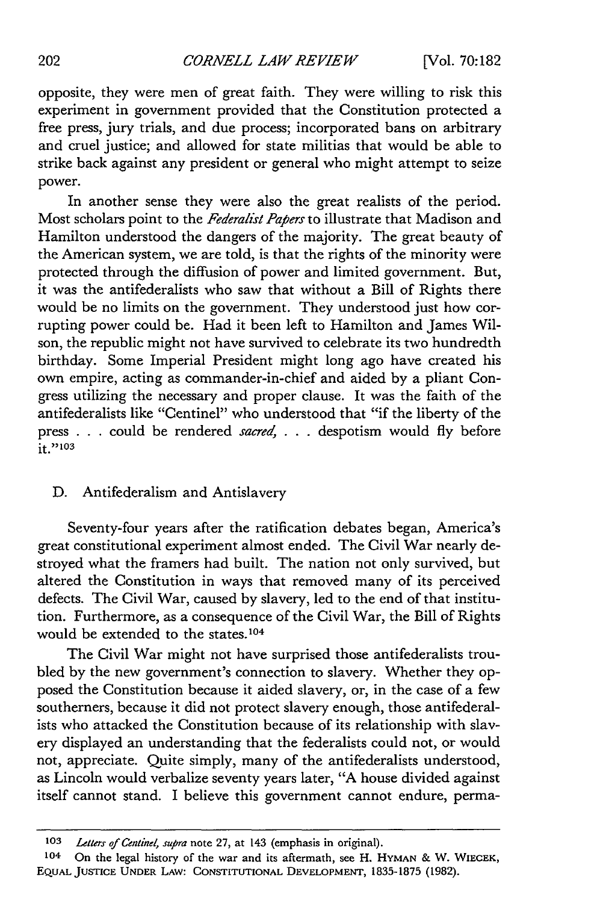opposite, they were men of great faith. They were willing to risk this experiment in government provided that the Constitution protected a free press, jury trials, and due process; incorporated bans on arbitrary and cruel justice; and allowed for state militias that would be able to strike back against any president or general who might attempt to seize power.

In another sense they were also the great realists of the period. Most scholars point to the *Federalist Papers* to illustrate that Madison and Hamilton understood the dangers of the majority. The great beauty of the American system, we are told, is that the rights of the minority were protected through the diffusion of power and limited government. But, it was the antifederalists who saw that without a Bill of Rights there would be no limits on the government. They understood just how corrupting power could be. Had it been left to Hamilton and James Wilson, the republic might not have survived to celebrate its two hundredth birthday. Some Imperial President might long ago have created his own empire, acting as commander-in-chief and aided by a pliant Congress utilizing the necessary and proper clause. It was the faith of the antifederalists like "Centinel" who understood that "if the liberty of the press . . . could be rendered *sacred,* . . . despotism would fly before it."[103]

### D. Antifederalism and Antislavery

Seventy-four years after the ratification debates began, America's great constitutional experiment almost ended. The Civil War nearly destroyed what the framers had built. The nation not only survived, but altered the Constitution in ways that removed many of its perceived defects. The Civil War, caused by slavery, led to the end of that institution. Furthermore, as a consequence of the Civil War, the Bill of Rights would be extended to the states.[104]

The Civil War might not have surprised those antifederalists troubled by the new government's connection to slavery. Whether they opposed the Constitution because it aided slavery, or, in the case of a few southerners, because it did not protect slavery enough, those antifederalists who attacked the Constitution because of its relationship with slavery displayed an understanding that the federalists could not, or would not, appreciate. Quite simply, many of the antifederalists understood, as Lincoln would verbalize seventy years later, "A house divided against itself cannot stand. I believe this government cannot endure, perma-

---

[103] *Letters of Centinel, supra* note 27, at 143 (emphasis in original).

[104] On the legal history of the war and its aftermath, see H. HYMAN & W. WIECEK, EQUAL JUSTICE UNDER LAW: CONSTITUTIONAL DEVELOPMENT, 1835-1875 (1982).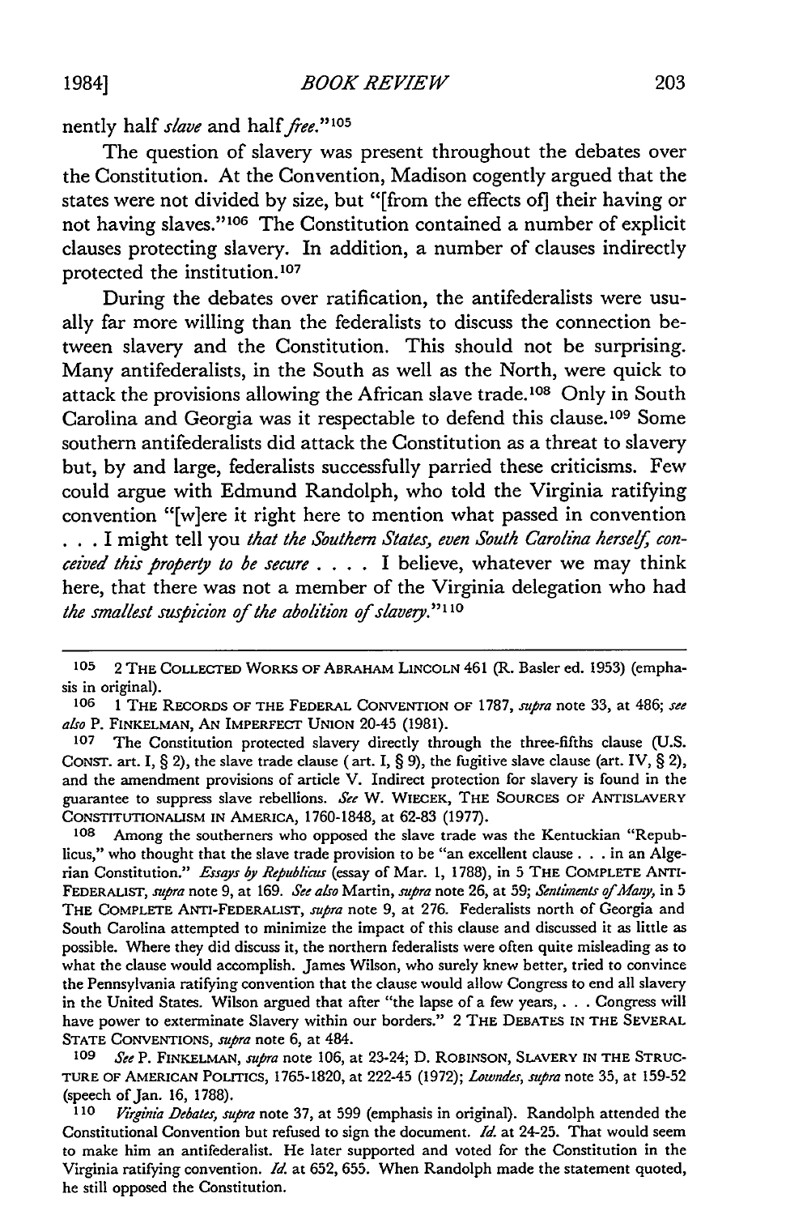nently half *slave* and half *free*."[105]

The question of slavery was present throughout the debates over the Constitution. At the Convention, Madison cogently argued that the states were not divided by size, but "[from the effects of] their having or not having slaves."[106] The Constitution contained a number of explicit clauses protecting slavery. In addition, a number of clauses indirectly protected the institution.[107]

During the debates over ratification, the antifederalists were usually far more willing than the federalists to discuss the connection between slavery and the Constitution. This should not be surprising. Many antifederalists, in the South as well as the North, were quick to attack the provisions allowing the African slave trade.[108] Only in South Carolina and Georgia was it respectable to defend this clause.[109] Some southern antifederalists did attack the Constitution as a threat to slavery but, by and large, federalists successfully parried these criticisms. Few could argue with Edmund Randolph, who told the Virginia ratifying convention "[w]ere it right here to mention what passed in convention . . . I might tell you *that the Southern States, even South Carolina herself, conceived this property to be secure* . . . . I believe, whatever we may think here, that there was not a member of the Virginia delegation who had *the smallest suspicion of the abolition of slavery*."[110]

---

[105] 2 THE COLLECTED WORKS OF ABRAHAM LINCOLN 461 (R. Basler ed. 1953) (emphasis in original).

[106] 1 THE RECORDS OF THE FEDERAL CONVENTION OF 1787, *supra* note 33, at 486; *see also* P. FINKELMAN, AN IMPERFECT UNION 20-45 (1981).

[107] The Constitution protected slavery directly through the three-fifths clause (U.S. CONST. art. I, § 2), the slave trade clause ( art. I, § 9), the fugitive slave clause (art. IV, § 2), and the amendment provisions of article V. Indirect protection for slavery is found in the guarantee to suppress slave rebellions. *See* W. WIECEK, THE SOURCES OF ANTISLAVERY CONSTITUTIONALISM IN AMERICA, 1760-1848, at 62-83 (1977).

[108] Among the southerners who opposed the slave trade was the Kentuckian "Republicus," who thought that the slave trade provision to be "an excellent clause . . . in an Algerian Constitution." *Essays by Republicus* (essay of Mar. 1, 1788), in 5 THE COMPLETE ANTI-FEDERALIST, *supra* note 9, at 169. *See also* Martin, *supra* note 26, at 59; *Sentiments of Many*, in 5 THE COMPLETE ANTI-FEDERALIST, *supra* note 9, at 276. Federalists north of Georgia and South Carolina attempted to minimize the impact of this clause and discussed it as little as possible. Where they did discuss it, the northern federalists were often quite misleading as to what the clause would accomplish. James Wilson, who surely knew better, tried to convince the Pennsylvania ratifying convention that the clause would allow Congress to end all slavery in the United States. Wilson argued that after "the lapse of a few years, . . . Congress will have power to exterminate Slavery within our borders." 2 THE DEBATES IN THE SEVERAL STATE CONVENTIONS, *supra* note 6, at 484.

[109] *See* P. FINKELMAN, *supra* note 106, at 23-24; D. ROBINSON, SLAVERY IN THE STRUCTURE OF AMERICAN POLITICS, 1765-1820, at 222-45 (1972); *Lowndes*, *supra* note 35, at 159-52 (speech of Jan. 16, 1788).

[110] *Virginia Debates*, *supra* note 37, at 599 (emphasis in original). Randolph attended the Constitutional Convention but refused to sign the document. *Id.* at 24-25. That would seem to make him an antifederalist. He later supported and voted for the Constitution in the Virginia ratifying convention. *Id.* at 652, 655. When Randolph made the statement quoted, he still opposed the Constitution.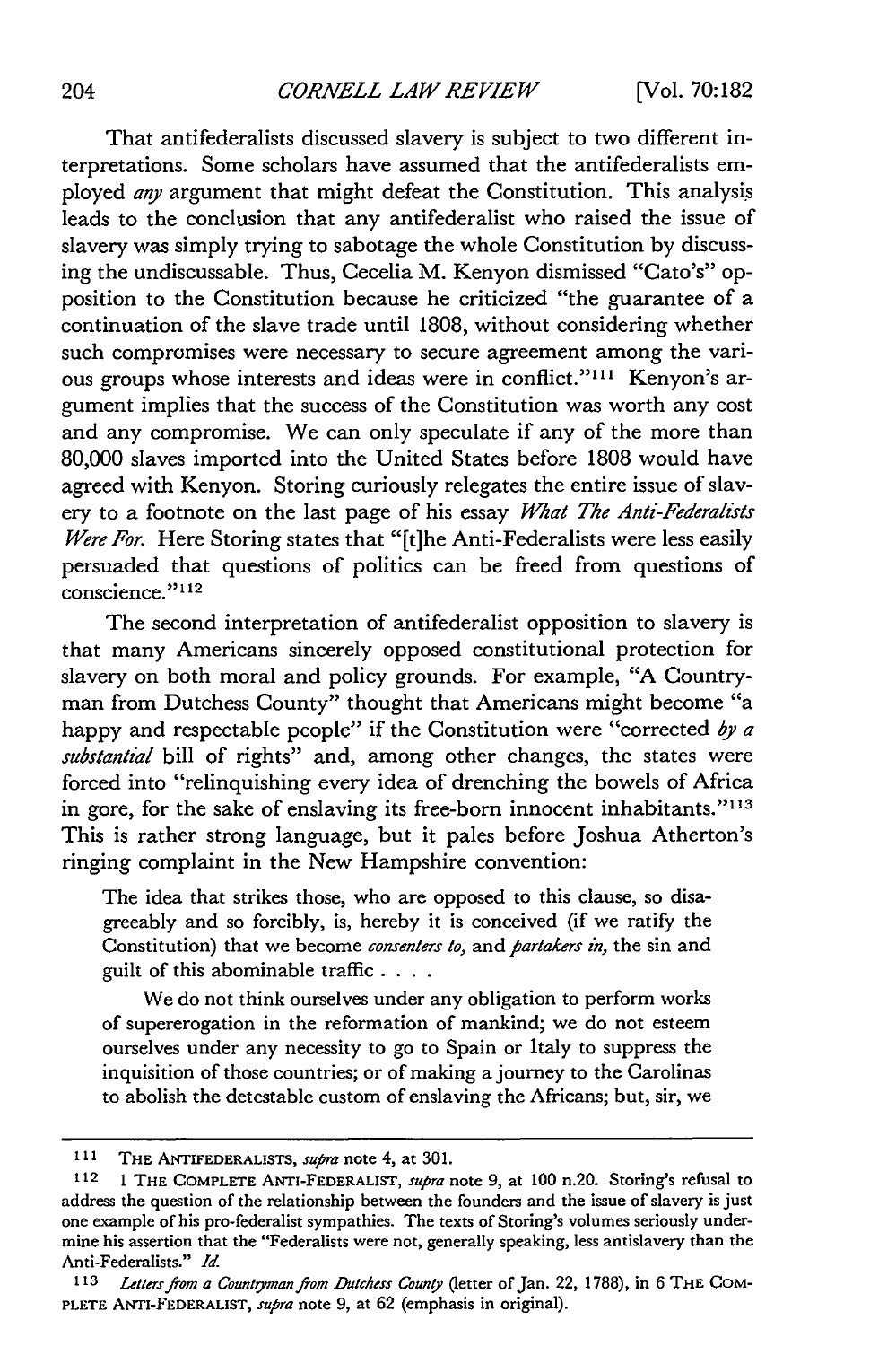That antifederalists discussed slavery is subject to two different interpretations. Some scholars have assumed that the antifederalists employed *any* argument that might defeat the Constitution. This analysis leads to the conclusion that any antifederalist who raised the issue of slavery was simply trying to sabotage the whole Constitution by discussing the undiscussable. Thus, Cecelia M. Kenyon dismissed "Cato's" opposition to the Constitution because he criticized "the guarantee of a continuation of the slave trade until 1808, without considering whether such compromises were necessary to secure agreement among the various groups whose interests and ideas were in conflict."[111] Kenyon's argument implies that the success of the Constitution was worth any cost and any compromise. We can only speculate if any of the more than 80,000 slaves imported into the United States before 1808 would have agreed with Kenyon. Storing curiously relegates the entire issue of slavery to a footnote on the last page of his essay *What The Anti-Federalists Were For.* Here Storing states that "[t]he Anti-Federalists were less easily persuaded that questions of politics can be freed from questions of conscience."[112]

The second interpretation of antifederalist opposition to slavery is that many Americans sincerely opposed constitutional protection for slavery on both moral and policy grounds. For example, "A Countryman from Dutchess County" thought that Americans might become "a happy and respectable people" if the Constitution were "corrected *by a substantial* bill of rights" and, among other changes, the states were forced into "relinquishing every idea of drenching the bowels of Africa in gore, for the sake of enslaving its free-born innocent inhabitants."[113] This is rather strong language, but it pales before Joshua Atherton's ringing complaint in the New Hampshire convention:

> The idea that strikes those, who are opposed to this clause, so disagreeably and so forcibly, is, hereby it is conceived (if we ratify the Constitution) that we become *consenters to,* and *partakers in,* the sin and guilt of this abominable traffic . . . .
>
> We do not think ourselves under any obligation to perform works of supererogation in the reformation of mankind; we do not esteem ourselves under any necessity to go to Spain or Italy to suppress the inquisition of those countries; or of making a journey to the Carolinas to abolish the detestable custom of enslaving the Africans; but, sir, we

---

111 THE ANTIFEDERALISTS, *supra* note 4, at 301.

112 1 THE COMPLETE ANTI-FEDERALIST, *supra* note 9, at 100 n.20. Storing's refusal to address the question of the relationship between the founders and the issue of slavery is just one example of his pro-federalist sympathies. The texts of Storing's volumes seriously undermine his assertion that the "Federalists were not, generally speaking, less antislavery than the Anti-Federalists." *Id.*

113 *Letters from a Countryman from Dutchess County* (letter of Jan. 22, 1788), in 6 THE COMPLETE ANTI-FEDERALIST, *supra* note 9, at 62 (emphasis in original).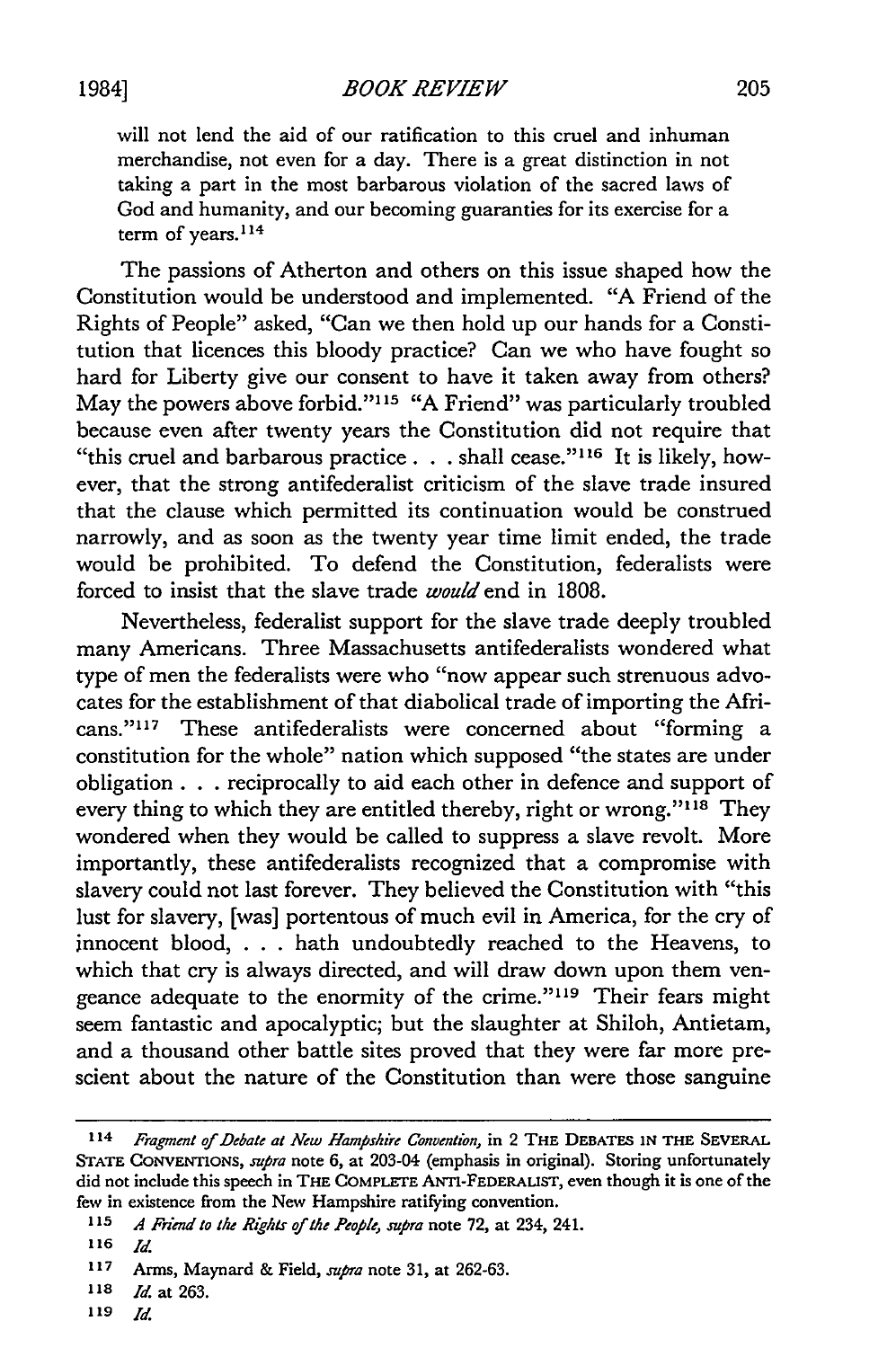> will not lend the aid of our ratification to this cruel and inhuman merchandise, not even for a day. There is a great distinction in not taking a part in the most barbarous violation of the sacred laws of God and humanity, and our becoming guaranties for its exercise for a term of years.[114]

The passions of Atherton and others on this issue shaped how the Constitution would be understood and implemented. "A Friend of the Rights of People" asked, "Can we then hold up our hands for a Constitution that licences this bloody practice? Can we who have fought so hard for Liberty give our consent to have it taken away from others? May the powers above forbid."[115] "A Friend" was particularly troubled because even after twenty years the Constitution did not require that "this cruel and barbarous practice . . . shall cease."[116] It is likely, however, that the strong antifederalist criticism of the slave trade insured that the clause which permitted its continuation would be construed narrowly, and as soon as the twenty year time limit ended, the trade would be prohibited. To defend the Constitution, federalists were forced to insist that the slave trade *would* end in 1808.

Nevertheless, federalist support for the slave trade deeply troubled many Americans. Three Massachusetts antifederalists wondered what type of men the federalists were who "now appear such strenuous advocates for the establishment of that diabolical trade of importing the Africans."[117] These antifederalists were concerned about "forming a constitution for the whole" nation which supposed "the states are under obligation . . . reciprocally to aid each other in defence and support of every thing to which they are entitled thereby, right or wrong."[118] They wondered when they would be called to suppress a slave revolt. More importantly, these antifederalists recognized that a compromise with slavery could not last forever. They believed the Constitution with "this lust for slavery, [was] portentous of much evil in America, for the cry of innocent blood, . . . hath undoubtedly reached to the Heavens, to which that cry is always directed, and will draw down upon them vengeance adequate to the enormity of the crime."[119] Their fears might seem fantastic and apocalyptic; but the slaughter at Shiloh, Antietam, and a thousand other battle sites proved that they were far more prescient about the nature of the Constitution than were those sanguine

---

114 *Fragment of Debate at New Hampshire Convention*, in 2 THE DEBATES IN THE SEVERAL STATE CONVENTIONS, *supra* note 6, at 203-04 (emphasis in original). Storing unfortunately did not include this speech in THE COMPLETE ANTI-FEDERALIST, even though it is one of the few in existence from the New Hampshire ratifying convention.

115 *A Friend to the Rights of the People*, *supra* note 72, at 234, 241.

116 *Id.*

117 Arms, Maynard & Field, *supra* note 31, at 262-63.

118 *Id.* at 263.

119 *Id.*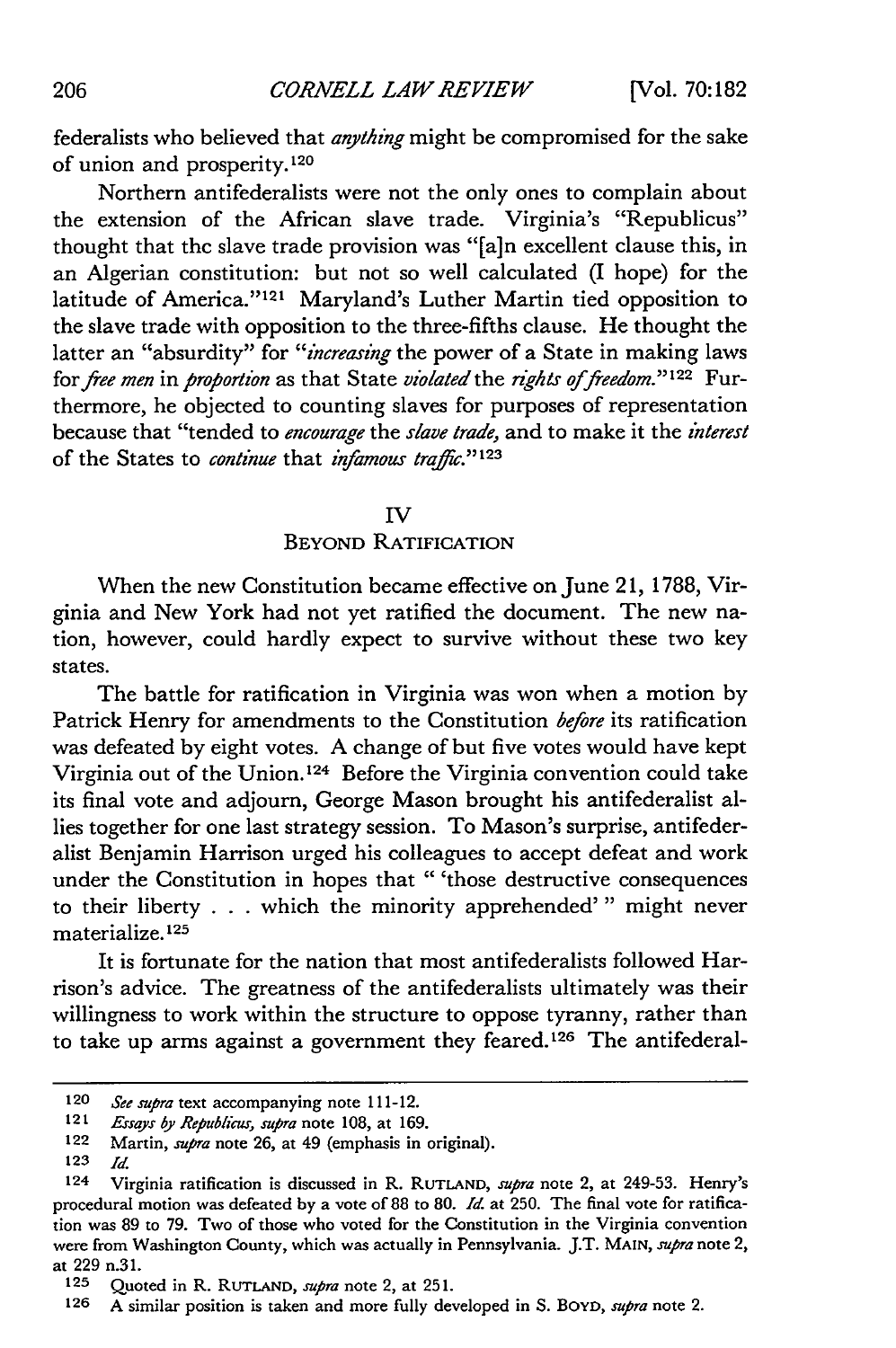federalists who believed that *anything* might be compromised for the sake of union and prosperity.[120]

Northern antifederalists were not the only ones to complain about the extension of the African slave trade. Virginia's "Republicus" thought that thc slave trade provision was "[a]n excellent clause this, in an Algerian constitution: but not so well calculated (I hope) for the latitude of America."[121] Maryland's Luther Martin tied opposition to the slave trade with opposition to the three-fifths clause. He thought the latter an "absurdity" for "*increasing* the power of a State in making laws for *free men* in *proportion* as that State *violated* the *rights of freedom*."[122] Furthermore, he objected to counting slaves for purposes of representation because that "tended to *encourage* the *slave trade*, and to make it the *interest* of the States to *continue* that *infamous traffic*."[123]

## IV
## Beyond Ratification

When the new Constitution became effective on June 21, 1788, Virginia and New York had not yet ratified the document. The new nation, however, could hardly expect to survive without these two key states.

The battle for ratification in Virginia was won when a motion by Patrick Henry for amendments to the Constitution *before* its ratification was defeated by eight votes. A change of but five votes would have kept Virginia out of the Union.[124] Before the Virginia convention could take its final vote and adjourn, George Mason brought his antifederalist allies together for one last strategy session. To Mason's surprise, antifederalist Benjamin Harrison urged his colleagues to accept defeat and work under the Constitution in hopes that " 'those destructive consequences to their liberty . . . which the minority apprehended' " might never materialize.[125]

It is fortunate for the nation that most antifederalists followed Harrison's advice. The greatness of the antifederalists ultimately was their willingness to work within the structure to oppose tyranny, rather than to take up arms against a government they feared.[126] The antifederal-

---

120 *See supra* text accompanying note 111-12.

121 *Essays by Republicus*, *supra* note 108, at 169.

122 Martin, *supra* note 26, at 49 (emphasis in original).

123 *Id.*

124 Virginia ratification is discussed in R. RUTLAND, *supra* note 2, at 249-53. Henry's procedural motion was defeated by a vote of 88 to 80. *Id.* at 250. The final vote for ratification was 89 to 79. Two of those who voted for the Constitution in the Virginia convention were from Washington County, which was actually in Pennsylvania. J.T. MAIN, *supra* note 2, at 229 n.31.

125 Quoted in R. RUTLAND, *supra* note 2, at 251.

126 A similar position is taken and more fully developed in S. BOYD, *supra* note 2.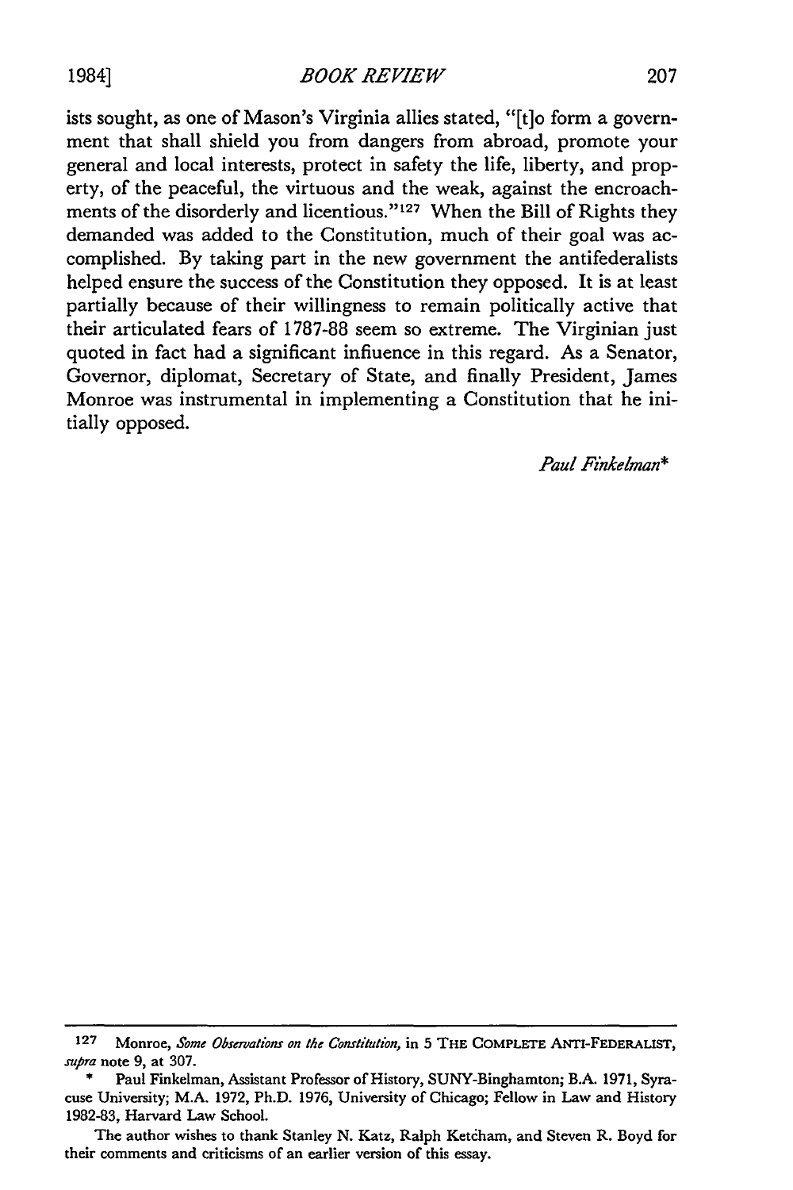ists sought, as one of Mason's Virginia allies stated, "[t]o form a government that shall shield you from dangers from abroad, promote your general and local interests, protect in safety the life, liberty, and property, of the peaceful, the virtuous and the weak, against the encroachments of the disorderly and licentious."[127] When the Bill of Rights they demanded was added to the Constitution, much of their goal was accomplished. By taking part in the new government the antifederalists helped ensure the success of the Constitution they opposed. It is at least partially because of their willingness to remain politically active that their articulated fears of 1787-88 seem so extreme. The Virginian just quoted in fact had a significant influence in this regard. As a Senator, Governor, diplomat, Secretary of State, and finally President, James Monroe was instrumental in implementing a Constitution that he initially opposed.

*Paul Finkelman\**

---

[127] Monroe, *Some Observations on the Constitution,* in 5 THE COMPLETE ANTI-FEDERALIST, *supra* note 9, at 307.

\* Paul Finkelman, Assistant Professor of History, SUNY-Binghamton; B.A. 1971, Syracuse University; M.A. 1972, Ph.D. 1976, University of Chicago; Fellow in Law and History 1982-83, Harvard Law School.

The author wishes to thank Stanley N. Katz, Ralph Ketcham, and Steven R. Boyd for their comments and criticisms of an earlier version of this essay.